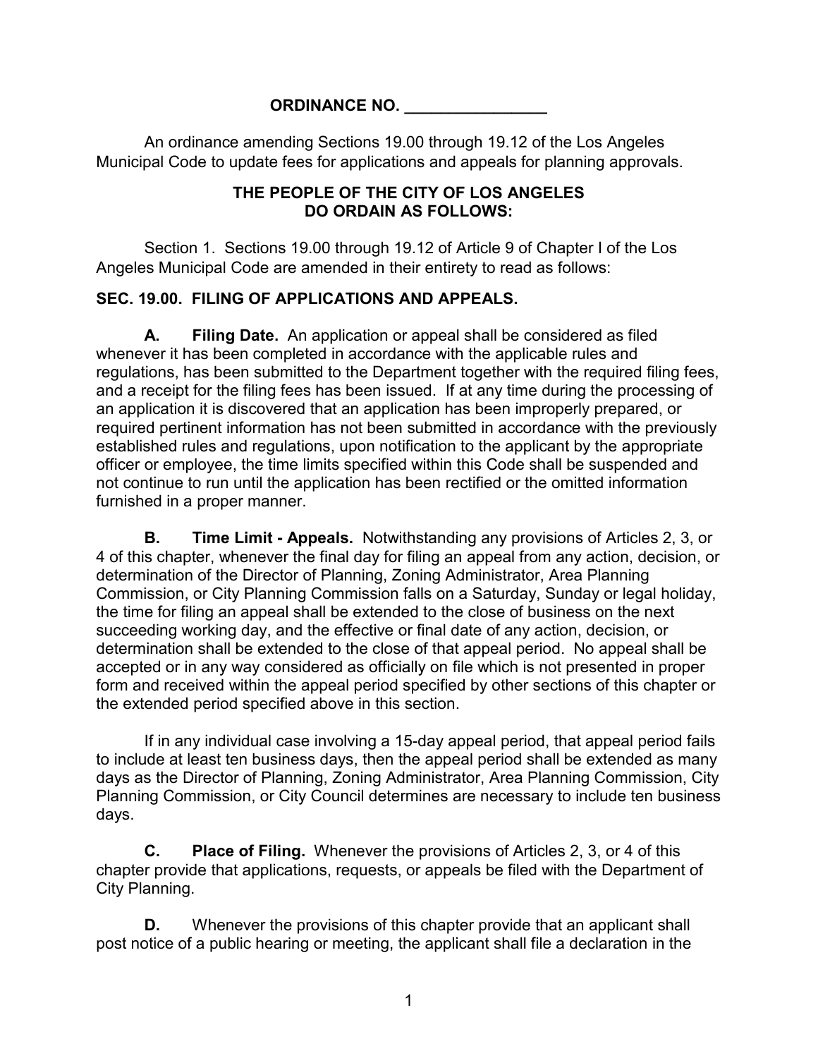# ORDINANCE NO. ________________

An ordinance amending Sections 19.00 through 19.12 of the Los Angeles Municipal Code to update fees for applications and appeals for planning approvals.

**THE PEOPLE OF THE CITY OF LOS ANGELES DO ORDAIN AS FOLLOWS:**

Section 1. Sections 19.00 through 19.12 of Article 9 of Chapter I of the Los Angeles Municipal Code are amended in their entirety to read as follows:

## SEC. 19.00. FILING OF APPLICATIONS AND APPEALS.

**A. Filing Date.** An application or appeal shall be considered as filed whenever it has been completed in accordance with the applicable rules and regulations, has been submitted to the Department together with the required filing fees, and a receipt for the filing fees has been issued. If at any time during the processing of an application it is discovered that an application has been improperly prepared, or required pertinent information has not been submitted in accordance with the previously established rules and regulations, upon notification to the applicant by the appropriate officer or employee, the time limits specified within this Code shall be suspended and not continue to run until the application has been rectified or the omitted information furnished in a proper manner.

**B. Time Limit - Appeals.** Notwithstanding any provisions of Articles 2, 3, or 4 of this chapter, whenever the final day for filing an appeal from any action, decision, or determination of the Director of Planning, Zoning Administrator, Area Planning Commission, or City Planning Commission falls on a Saturday, Sunday or legal holiday, the time for filing an appeal shall be extended to the close of business on the next succeeding working day, and the effective or final date of any action, decision, or determination shall be extended to the close of that appeal period. No appeal shall be accepted or in any way considered as officially on file which is not presented in proper form and received within the appeal period specified by other sections of this chapter or the extended period specified above in this section.

If in any individual case involving a 15-day appeal period, that appeal period fails to include at least ten business days, then the appeal period shall be extended as many days as the Director of Planning, Zoning Administrator, Area Planning Commission, City Planning Commission, or City Council determines are necessary to include ten business days.

**C. Place of Filing.** Whenever the provisions of Articles 2, 3, or 4 of this chapter provide that applications, requests, or appeals be filed with the Department of City Planning.

**D.** Whenever the provisions of this chapter provide that an applicant shall post notice of a public hearing or meeting, the applicant shall file a declaration in the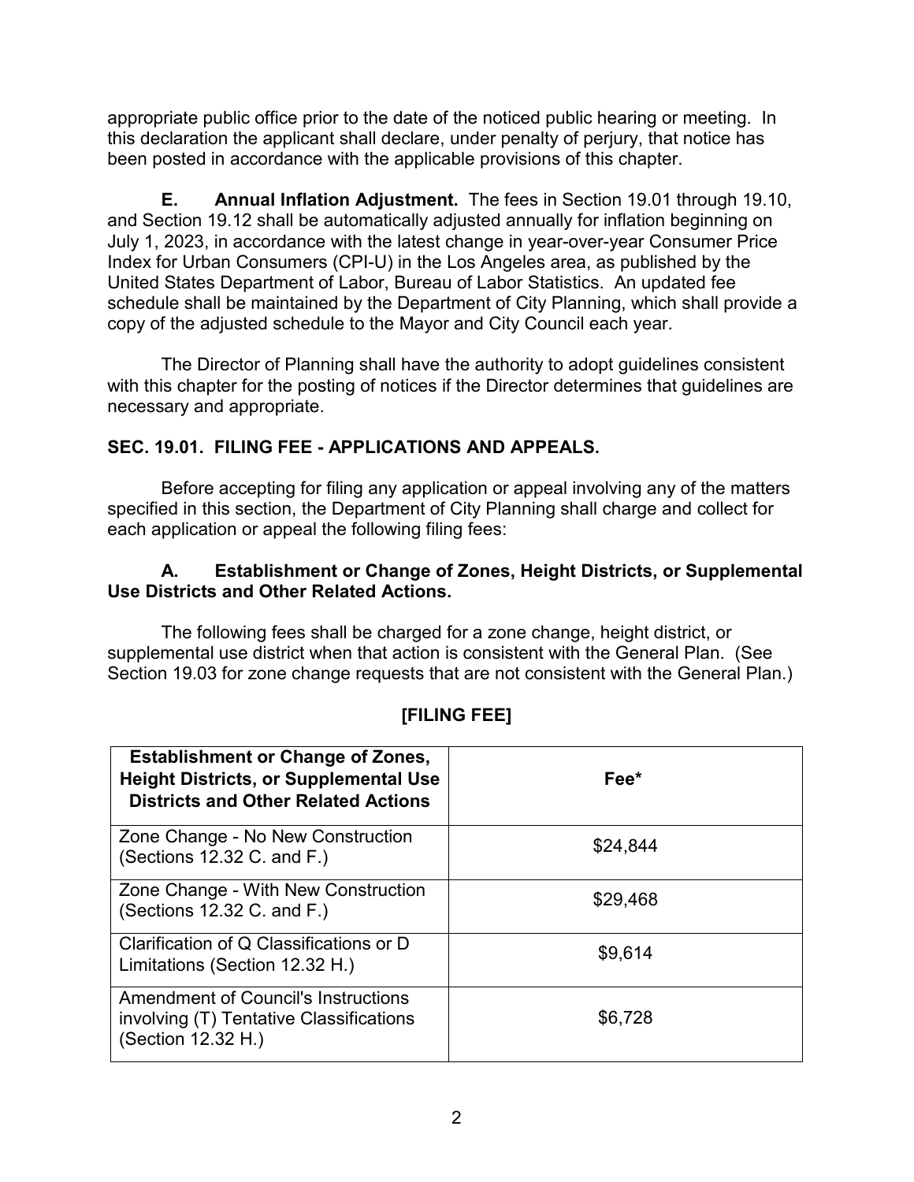appropriate public office prior to the date of the noticed public hearing or meeting. In this declaration the applicant shall declare, under penalty of perjury, that notice has been posted in accordance with the applicable provisions of this chapter.

**E. Annual Inflation Adjustment.** The fees in Section 19.01 through 19.10, and Section 19.12 shall be automatically adjusted annually for inflation beginning on July 1, 2023, in accordance with the latest change in year-over-year Consumer Price Index for Urban Consumers (CPI-U) in the Los Angeles area, as published by the United States Department of Labor, Bureau of Labor Statistics. An updated fee schedule shall be maintained by the Department of City Planning, which shall provide a copy of the adjusted schedule to the Mayor and City Council each year.

The Director of Planning shall have the authority to adopt guidelines consistent with this chapter for the posting of notices if the Director determines that guidelines are necessary and appropriate.

## SEC. 19.01. FILING FEE - APPLICATIONS AND APPEALS.

Before accepting for filing any application or appeal involving any of the matters specified in this section, the Department of City Planning shall charge and collect for each application or appeal the following filing fees:

### A. Establishment or Change of Zones, Height Districts, or Supplemental Use Districts and Other Related Actions.

The following fees shall be charged for a zone change, height district, or supplemental use district when that action is consistent with the General Plan. (See Section 19.03 for zone change requests that are not consistent with the General Plan.)

**[FILING FEE]**

| Establishment or Change of Zones, Height Districts, or Supplemental Use Districts and Other Related Actions | Fee* |
|---|---|
| Zone Change - No New Construction (Sections 12.32 C. and F.) | $24,844 |
| Zone Change - With New Construction (Sections 12.32 C. and F.) | $29,468 |
| Clarification of Q Classifications or D Limitations (Section 12.32 H.) | $9,614 |
| Amendment of Council's Instructions involving (T) Tentative Classifications (Section 12.32 H.) | $6,728 |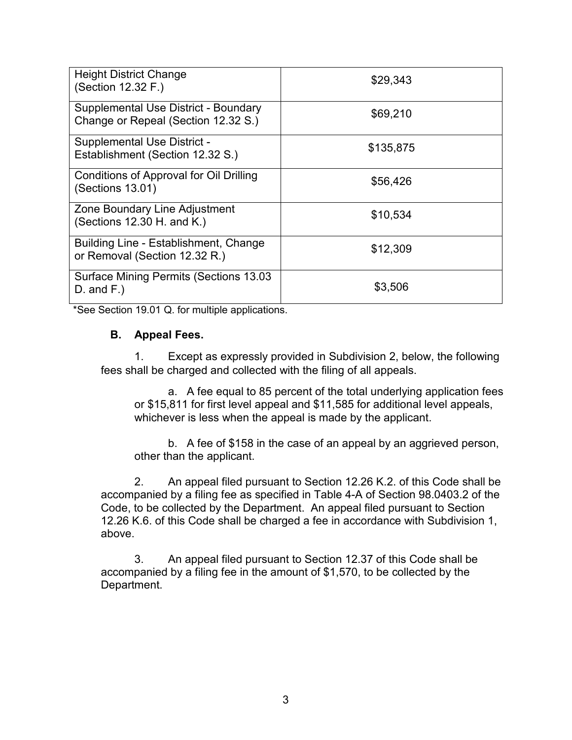| | |
|---|---|
| Height District Change (Section 12.32 F.) | $29,343 |
| Supplemental Use District - Boundary Change or Repeal (Section 12.32 S.) | $69,210 |
| Supplemental Use District - Establishment (Section 12.32 S.) | $135,875 |
| Conditions of Approval for Oil Drilling (Sections 13.01) | $56,426 |
| Zone Boundary Line Adjustment (Sections 12.30 H. and K.) | $10,534 |
| Building Line - Establishment, Change or Removal (Section 12.32 R.) | $12,309 |
| Surface Mining Permits (Sections 13.03 D. and F.) | $3,506 |

*See Section 19.01 Q. for multiple applications.

**B. Appeal Fees.**

1. Except as expressly provided in Subdivision 2, below, the following fees shall be charged and collected with the filing of all appeals.

   a. A fee equal to 85 percent of the total underlying application fees or $15,811 for first level appeal and $11,585 for additional level appeals, whichever is less when the appeal is made by the applicant.

   b. A fee of $158 in the case of an appeal by an aggrieved person, other than the applicant.

2. An appeal filed pursuant to Section 12.26 K.2. of this Code shall be accompanied by a filing fee as specified in Table 4-A of Section 98.0403.2 of the Code, to be collected by the Department. An appeal filed pursuant to Section 12.26 K.6. of this Code shall be charged a fee in accordance with Subdivision 1, above.

3. An appeal filed pursuant to Section 12.37 of this Code shall be accompanied by a filing fee in the amount of $1,570, to be collected by the Department.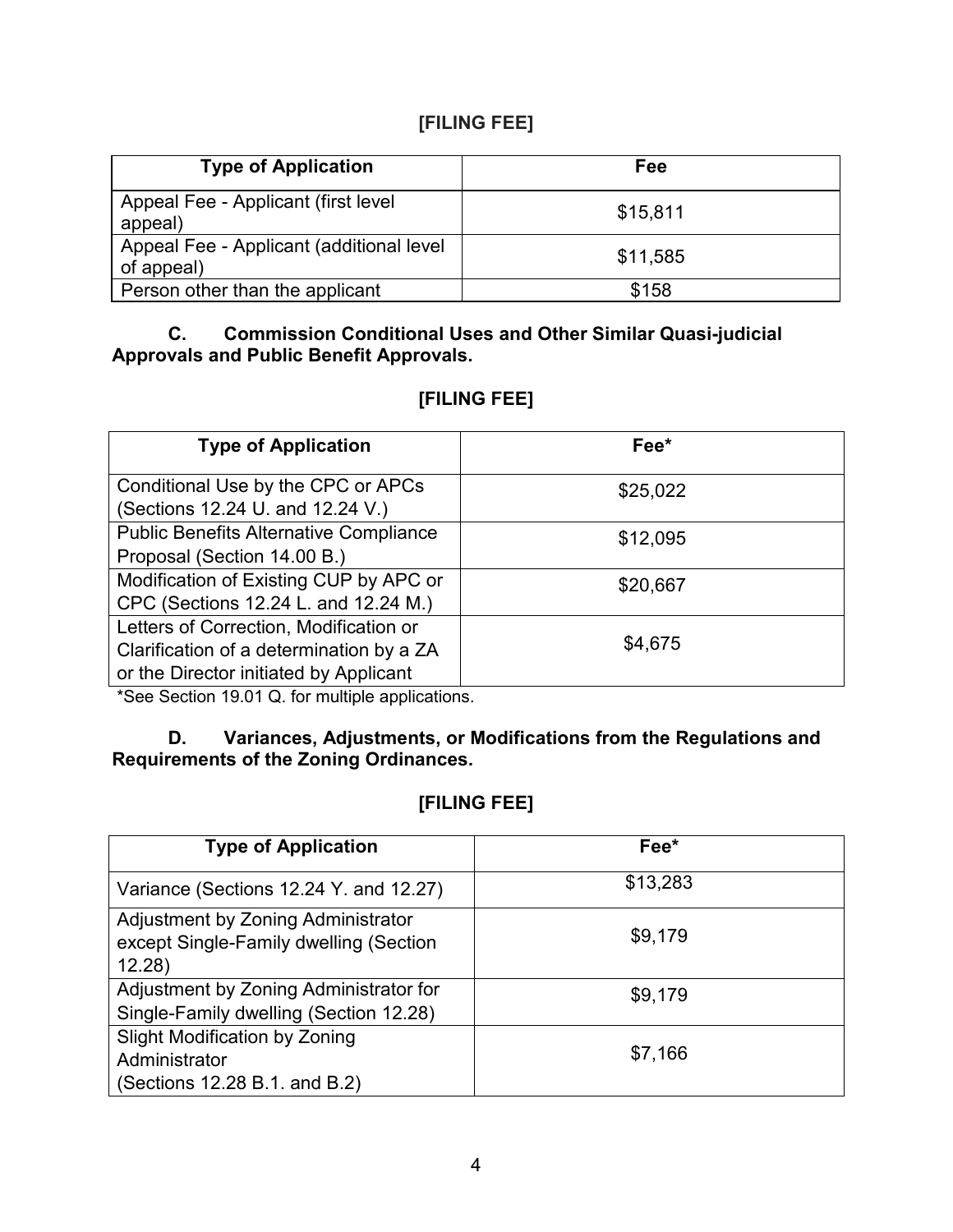**[FILING FEE]**

| Type of Application | Fee |
| --- | --- |
| Appeal Fee - Applicant (first level appeal) | $15,811 |
| Appeal Fee - Applicant (additional level of appeal) | $11,585 |
| Person other than the applicant | $158 |

**C. Commission Conditional Uses and Other Similar Quasi-judicial Approvals and Public Benefit Approvals.**

**[FILING FEE]**

| Type of Application | Fee* |
| --- | --- |
| Conditional Use by the CPC or APCs (Sections 12.24 U. and 12.24 V.) | $25,022 |
| Public Benefits Alternative Compliance Proposal (Section 14.00 B.) | $12,095 |
| Modification of Existing CUP by APC or CPC (Sections 12.24 L. and 12.24 M.) | $20,667 |
| Letters of Correction, Modification or Clarification of a determination by a ZA or the Director initiated by Applicant | $4,675 |

*See Section 19.01 Q. for multiple applications.

**D. Variances, Adjustments, or Modifications from the Regulations and Requirements of the Zoning Ordinances.**

**[FILING FEE]**

| Type of Application | Fee* |
| --- | --- |
| Variance (Sections 12.24 Y. and 12.27) | $13,283 |
| Adjustment by Zoning Administrator except Single-Family dwelling (Section 12.28) | $9,179 |
| Adjustment by Zoning Administrator for Single-Family dwelling (Section 12.28) | $9,179 |
| Slight Modification by Zoning Administrator (Sections 12.28 B.1. and B.2) | $7,166 |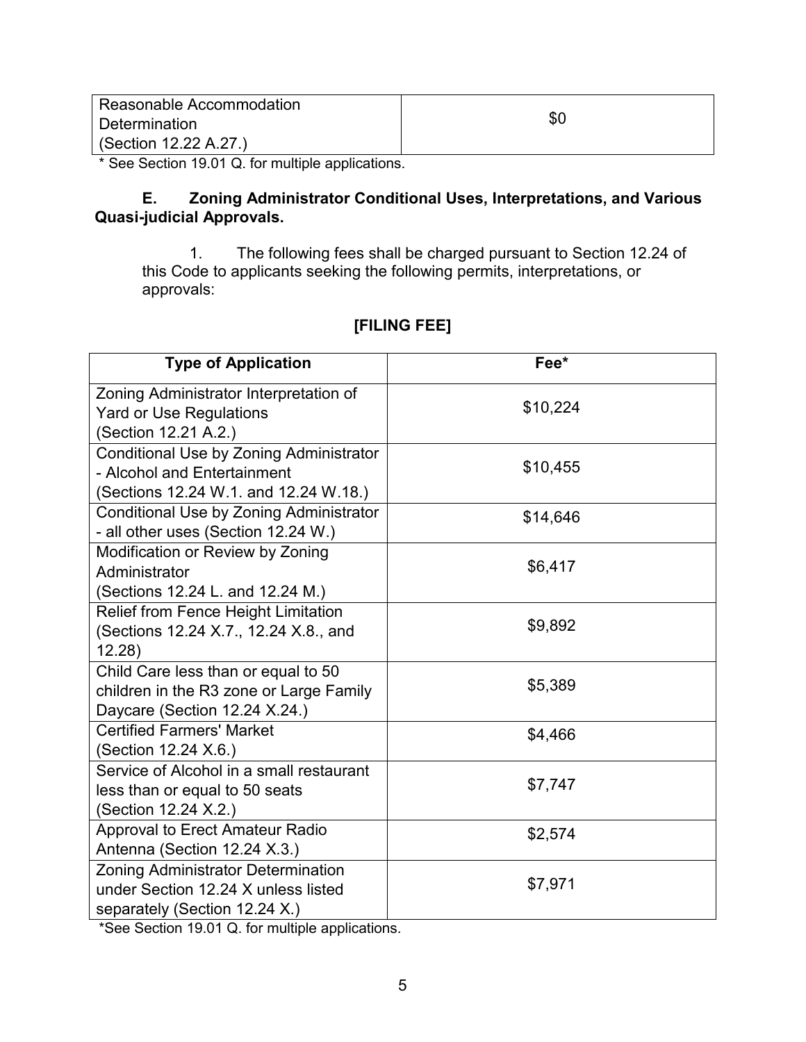| Reasonable Accommodation Determination (Section 12.22 A.27.) | $0 |
|---|---|

* See Section 19.01 Q. for multiple applications.

**E. Zoning Administrator Conditional Uses, Interpretations, and Various Quasi-judicial Approvals.**

1. The following fees shall be charged pursuant to Section 12.24 of this Code to applicants seeking the following permits, interpretations, or approvals:

**[FILING FEE]**

| Type of Application | Fee* |
|---|---|
| Zoning Administrator Interpretation of Yard or Use Regulations (Section 12.21 A.2.) | $10,224 |
| Conditional Use by Zoning Administrator - Alcohol and Entertainment (Sections 12.24 W.1. and 12.24 W.18.) | $10,455 |
| Conditional Use by Zoning Administrator - all other uses (Section 12.24 W.) | $14,646 |
| Modification or Review by Zoning Administrator (Sections 12.24 L. and 12.24 M.) | $6,417 |
| Relief from Fence Height Limitation (Sections 12.24 X.7., 12.24 X.8., and 12.28) | $9,892 |
| Child Care less than or equal to 50 children in the R3 zone or Large Family Daycare (Section 12.24 X.24.) | $5,389 |
| Certified Farmers' Market (Section 12.24 X.6.) | $4,466 |
| Service of Alcohol in a small restaurant less than or equal to 50 seats (Section 12.24 X.2.) | $7,747 |
| Approval to Erect Amateur Radio Antenna (Section 12.24 X.3.) | $2,574 |
| Zoning Administrator Determination under Section 12.24 X unless listed separately (Section 12.24 X.) | $7,971 |

*See Section 19.01 Q. for multiple applications.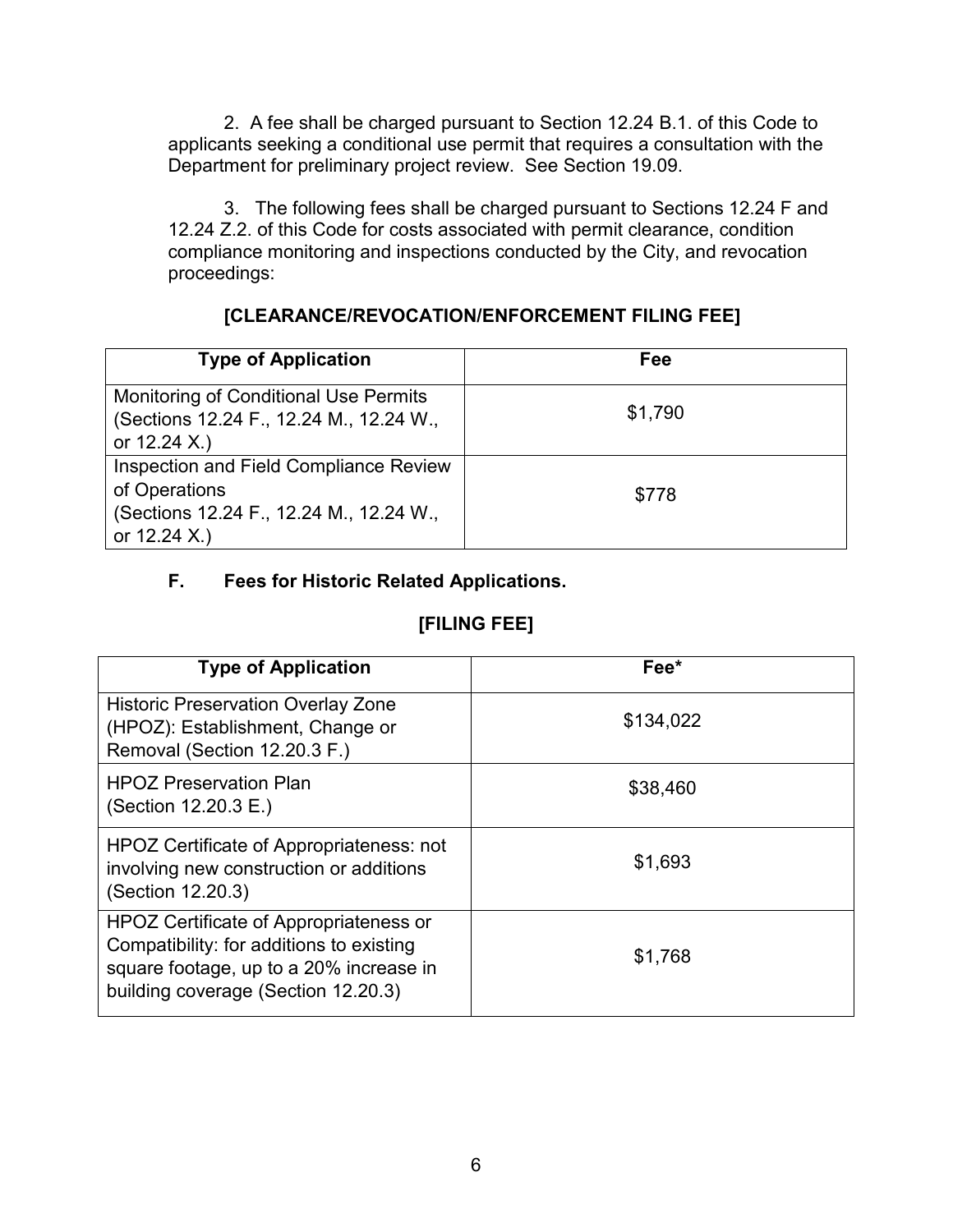2. A fee shall be charged pursuant to Section 12.24 B.1. of this Code to applicants seeking a conditional use permit that requires a consultation with the Department for preliminary project review. See Section 19.09.

3. The following fees shall be charged pursuant to Sections 12.24 F and 12.24 Z.2. of this Code for costs associated with permit clearance, condition compliance monitoring and inspections conducted by the City, and revocation proceedings:

**[CLEARANCE/REVOCATION/ENFORCEMENT FILING FEE]**

| Type of Application | Fee |
|---|---|
| Monitoring of Conditional Use Permits (Sections 12.24 F., 12.24 M., 12.24 W., or 12.24 X.) | $1,790 |
| Inspection and Field Compliance Review of Operations (Sections 12.24 F., 12.24 M., 12.24 W., or 12.24 X.) | $778 |

### F. Fees for Historic Related Applications.

**[FILING FEE]**

| Type of Application | Fee* |
|---|---|
| Historic Preservation Overlay Zone (HPOZ): Establishment, Change or Removal (Section 12.20.3 F.) | $134,022 |
| HPOZ Preservation Plan (Section 12.20.3 E.) | $38,460 |
| HPOZ Certificate of Appropriateness: not involving new construction or additions (Section 12.20.3) | $1,693 |
| HPOZ Certificate of Appropriateness or Compatibility: for additions to existing square footage, up to a 20% increase in building coverage (Section 12.20.3) | $1,768 |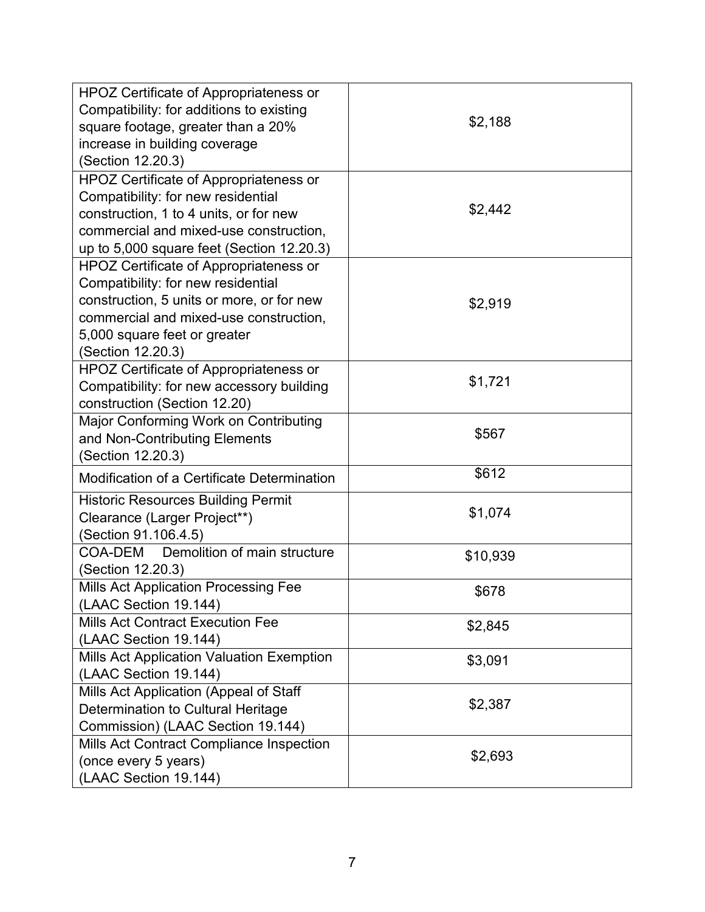| | |
|---|---|
| HPOZ Certificate of Appropriateness or Compatibility: for additions to existing square footage, greater than a 20% increase in building coverage (Section 12.20.3) | $2,188 |
| HPOZ Certificate of Appropriateness or Compatibility: for new residential construction, 1 to 4 units, or for new commercial and mixed-use construction, up to 5,000 square feet (Section 12.20.3) | $2,442 |
| HPOZ Certificate of Appropriateness or Compatibility: for new residential construction, 5 units or more, or for new commercial and mixed-use construction, 5,000 square feet or greater (Section 12.20.3) | $2,919 |
| HPOZ Certificate of Appropriateness or Compatibility: for new accessory building construction (Section 12.20) | $1,721 |
| Major Conforming Work on Contributing and Non-Contributing Elements (Section 12.20.3) | $567 |
| Modification of a Certificate Determination | $612 |
| Historic Resources Building Permit Clearance (Larger Project**) (Section 91.106.4.5) | $1,074 |
| COA-DEM Demolition of main structure (Section 12.20.3) | $10,939 |
| Mills Act Application Processing Fee (LAAC Section 19.144) | $678 |
| Mills Act Contract Execution Fee (LAAC Section 19.144) | $2,845 |
| Mills Act Application Valuation Exemption (LAAC Section 19.144) | $3,091 |
| Mills Act Application (Appeal of Staff Determination to Cultural Heritage Commission) (LAAC Section 19.144) | $2,387 |
| Mills Act Contract Compliance Inspection (once every 5 years) (LAAC Section 19.144) | $2,693 |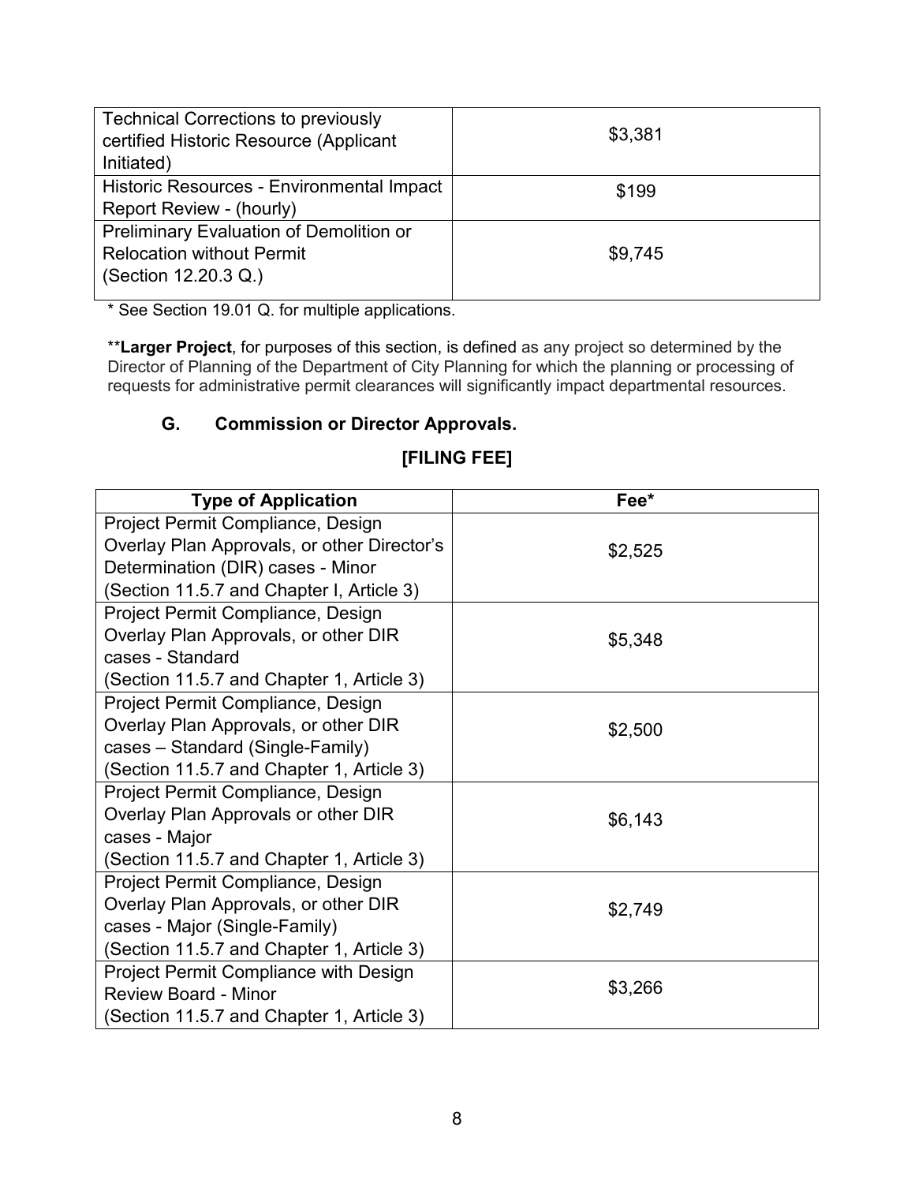| | |
|---|---|
| Technical Corrections to previously certified Historic Resource (Applicant Initiated) | $3,381 |
| Historic Resources - Environmental Impact Report Review - (hourly) | $199 |
| Preliminary Evaluation of Demolition or Relocation without Permit (Section 12.20.3 Q.) | $9,745 |

* See Section 19.01 Q. for multiple applications.

****Larger Project**, for purposes of this section, is defined as any project so determined by the Director of Planning of the Department of City Planning for which the planning or processing of requests for administrative permit clearances will significantly impact departmental resources.

### G. Commission or Director Approvals.

**[FILING FEE]**

| Type of Application | Fee* |
|---|---|
| Project Permit Compliance, Design Overlay Plan Approvals, or other Director's Determination (DIR) cases - Minor (Section 11.5.7 and Chapter I, Article 3) | $2,525 |
| Project Permit Compliance, Design Overlay Plan Approvals, or other DIR cases - Standard (Section 11.5.7 and Chapter 1, Article 3) | $5,348 |
| Project Permit Compliance, Design Overlay Plan Approvals, or other DIR cases – Standard (Single-Family) (Section 11.5.7 and Chapter 1, Article 3) | $2,500 |
| Project Permit Compliance, Design Overlay Plan Approvals or other DIR cases - Major (Section 11.5.7 and Chapter 1, Article 3) | $6,143 |
| Project Permit Compliance, Design Overlay Plan Approvals, or other DIR cases - Major (Single-Family) (Section 11.5.7 and Chapter 1, Article 3) | $2,749 |
| Project Permit Compliance with Design Review Board - Minor (Section 11.5.7 and Chapter 1, Article 3) | $3,266 |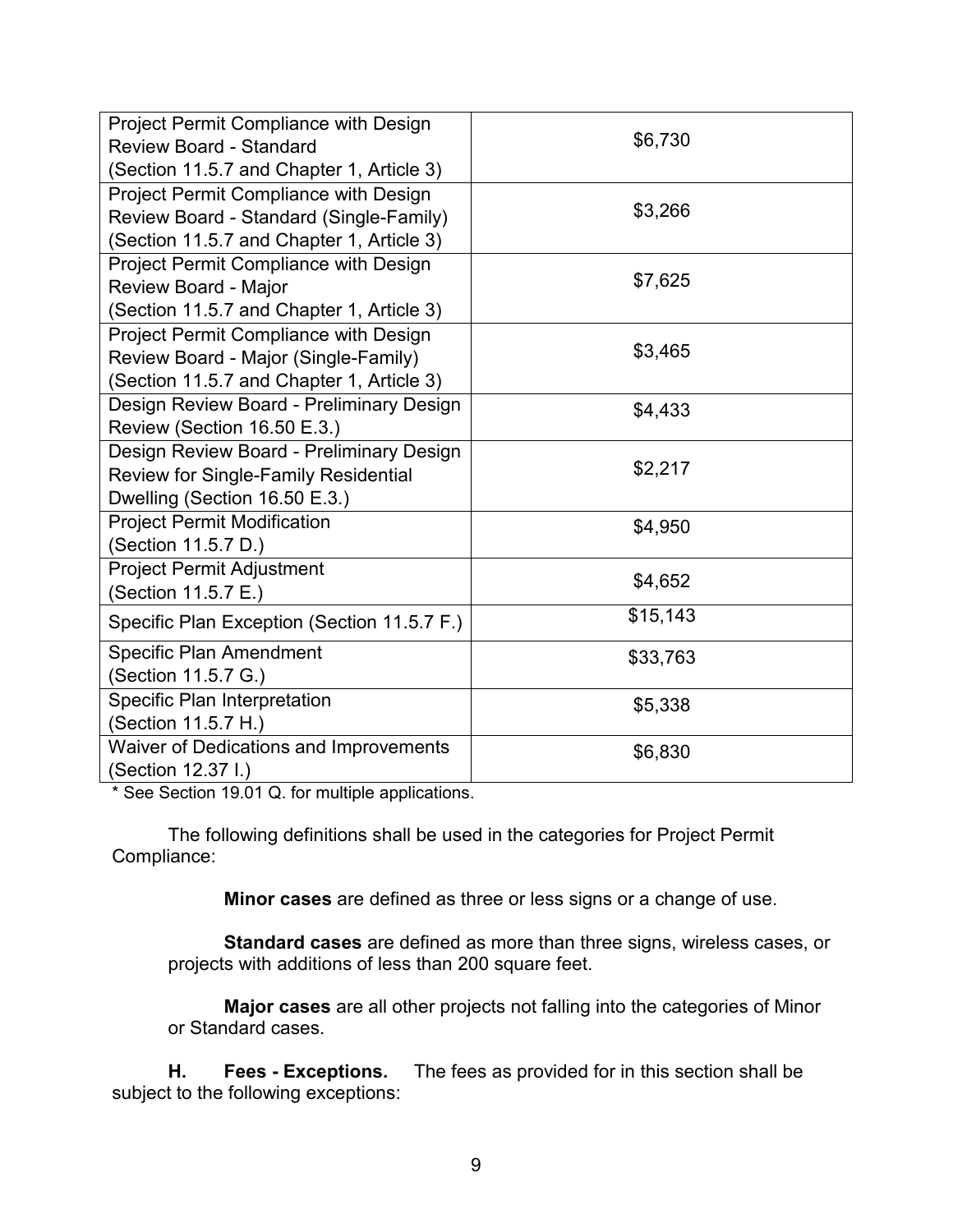| | |
|---|---|
| Project Permit Compliance with Design Review Board - Standard (Section 11.5.7 and Chapter 1, Article 3) | $6,730 |
| Project Permit Compliance with Design Review Board - Standard (Single-Family) (Section 11.5.7 and Chapter 1, Article 3) | $3,266 |
| Project Permit Compliance with Design Review Board - Major (Section 11.5.7 and Chapter 1, Article 3) | $7,625 |
| Project Permit Compliance with Design Review Board - Major (Single-Family) (Section 11.5.7 and Chapter 1, Article 3) | $3,465 |
| Design Review Board - Preliminary Design Review (Section 16.50 E.3.) | $4,433 |
| Design Review Board - Preliminary Design Review for Single-Family Residential Dwelling (Section 16.50 E.3.) | $2,217 |
| Project Permit Modification (Section 11.5.7 D.) | $4,950 |
| Project Permit Adjustment (Section 11.5.7 E.) | $4,652 |
| Specific Plan Exception (Section 11.5.7 F.) | $15,143 |
| Specific Plan Amendment (Section 11.5.7 G.) | $33,763 |
| Specific Plan Interpretation (Section 11.5.7 H.) | $5,338 |
| Waiver of Dedications and Improvements (Section 12.37 I.) | $6,830 |

* See Section 19.01 Q. for multiple applications.

The following definitions shall be used in the categories for Project Permit Compliance:

**Minor cases** are defined as three or less signs or a change of use.

**Standard cases** are defined as more than three signs, wireless cases, or projects with additions of less than 200 square feet.

**Major cases** are all other projects not falling into the categories of Minor or Standard cases.

**H. Fees - Exceptions.** The fees as provided for in this section shall be subject to the following exceptions: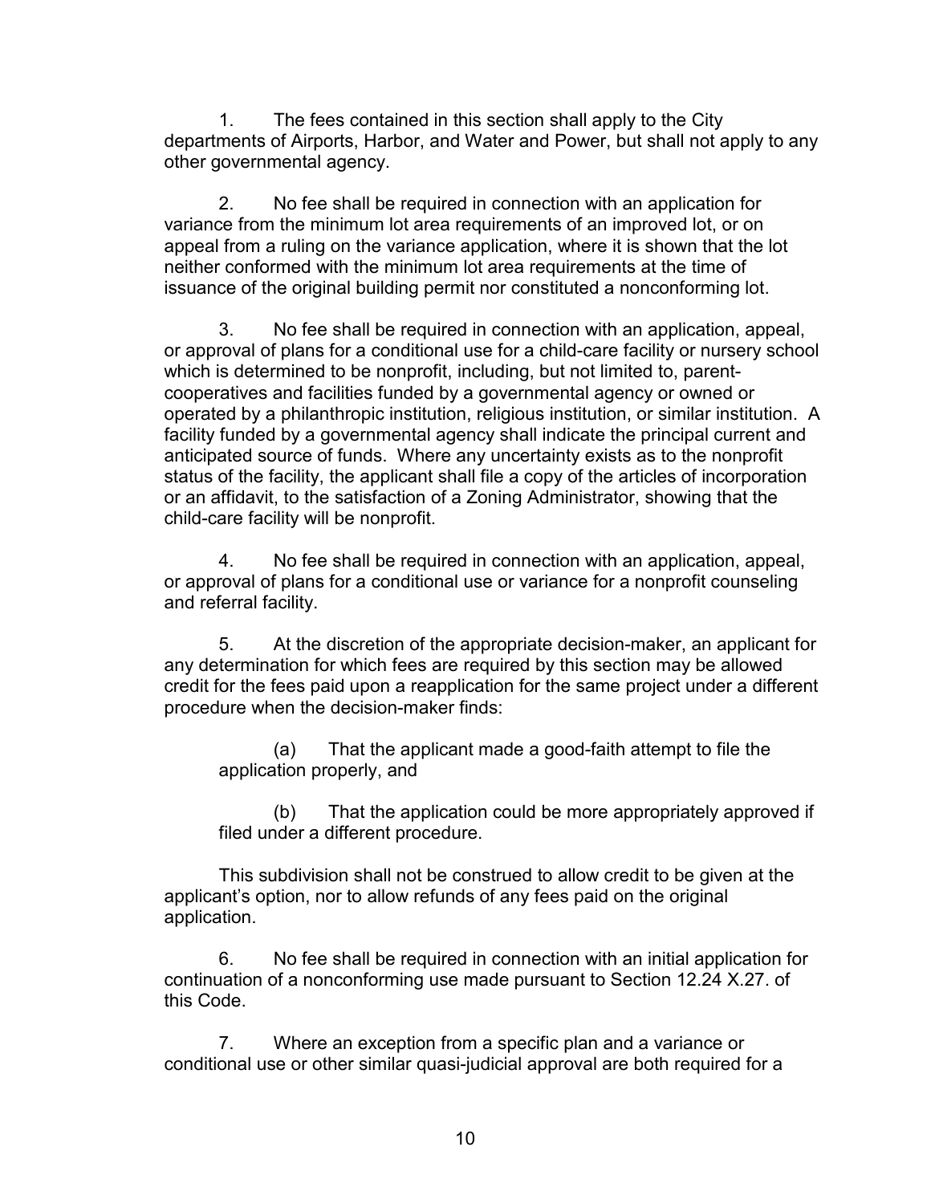1. The fees contained in this section shall apply to the City departments of Airports, Harbor, and Water and Power, but shall not apply to any other governmental agency.

2. No fee shall be required in connection with an application for variance from the minimum lot area requirements of an improved lot, or on appeal from a ruling on the variance application, where it is shown that the lot neither conformed with the minimum lot area requirements at the time of issuance of the original building permit nor constituted a nonconforming lot.

3. No fee shall be required in connection with an application, appeal, or approval of plans for a conditional use for a child-care facility or nursery school which is determined to be nonprofit, including, but not limited to, parent-cooperatives and facilities funded by a governmental agency or owned or operated by a philanthropic institution, religious institution, or similar institution. A facility funded by a governmental agency shall indicate the principal current and anticipated source of funds. Where any uncertainty exists as to the nonprofit status of the facility, the applicant shall file a copy of the articles of incorporation or an affidavit, to the satisfaction of a Zoning Administrator, showing that the child-care facility will be nonprofit.

4. No fee shall be required in connection with an application, appeal, or approval of plans for a conditional use or variance for a nonprofit counseling and referral facility.

5. At the discretion of the appropriate decision-maker, an applicant for any determination for which fees are required by this section may be allowed credit for the fees paid upon a reapplication for the same project under a different procedure when the decision-maker finds:

   (a) That the applicant made a good-faith attempt to file the application properly, and

   (b) That the application could be more appropriately approved if filed under a different procedure.

This subdivision shall not be construed to allow credit to be given at the applicant's option, nor to allow refunds of any fees paid on the original application.

6. No fee shall be required in connection with an initial application for continuation of a nonconforming use made pursuant to Section 12.24 X.27. of this Code.

7. Where an exception from a specific plan and a variance or conditional use or other similar quasi-judicial approval are both required for a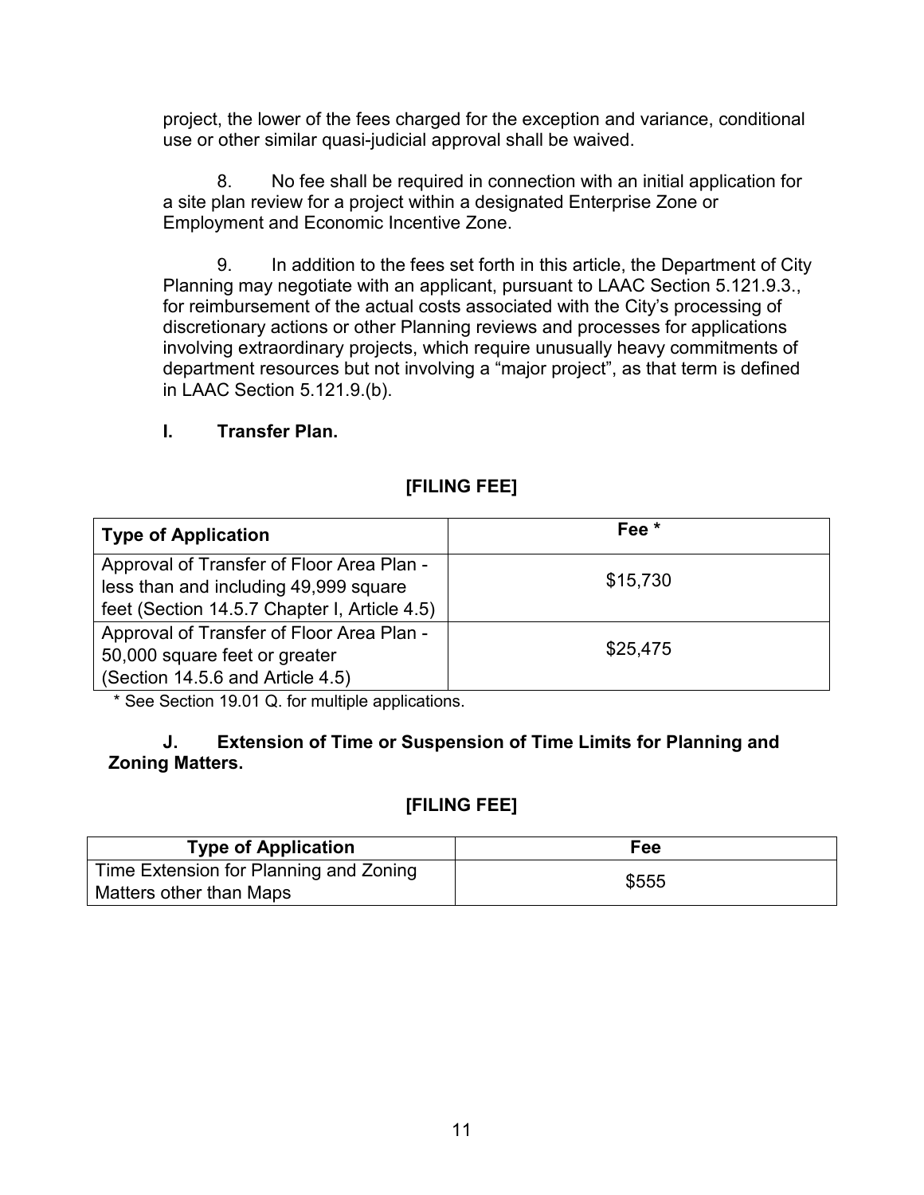project, the lower of the fees charged for the exception and variance, conditional use or other similar quasi-judicial approval shall be waived.

8. No fee shall be required in connection with an initial application for a site plan review for a project within a designated Enterprise Zone or Employment and Economic Incentive Zone.

9. In addition to the fees set forth in this article, the Department of City Planning may negotiate with an applicant, pursuant to LAAC Section 5.121.9.3., for reimbursement of the actual costs associated with the City's processing of discretionary actions or other Planning reviews and processes for applications involving extraordinary projects, which require unusually heavy commitments of department resources but not involving a "major project", as that term is defined in LAAC Section 5.121.9.(b).

### I. Transfer Plan.

**[FILING FEE]**

| Type of Application | Fee * |
|---|---|
| Approval of Transfer of Floor Area Plan - less than and including 49,999 square feet (Section 14.5.7 Chapter I, Article 4.5) | $15,730 |
| Approval of Transfer of Floor Area Plan - 50,000 square feet or greater (Section 14.5.6 and Article 4.5) | $25,475 |

* See Section 19.01 Q. for multiple applications.

### J. Extension of Time or Suspension of Time Limits for Planning and Zoning Matters.

**[FILING FEE]**

| Type of Application | Fee |
|---|---|
| Time Extension for Planning and Zoning Matters other than Maps | $555 |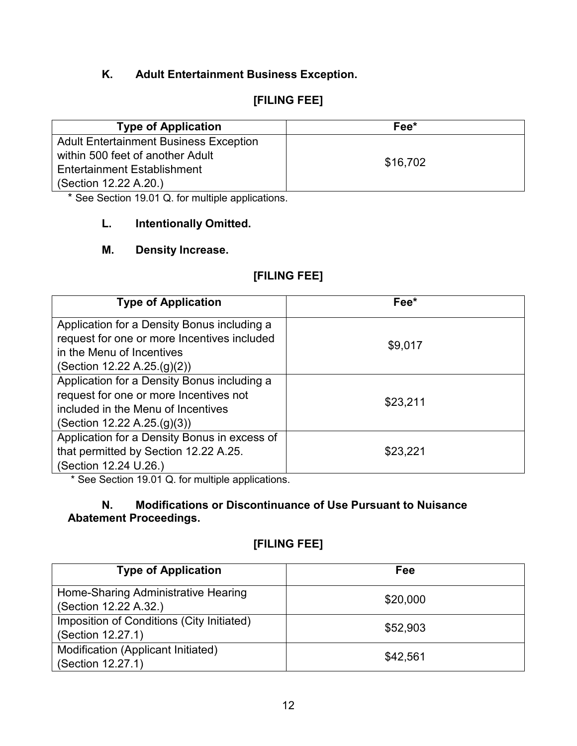### K. Adult Entertainment Business Exception.

**[FILING FEE]**

| Type of Application | Fee* |
| --- | --- |
| Adult Entertainment Business Exception within 500 feet of another Adult Entertainment Establishment (Section 12.22 A.20.) | $16,702 |

\* See Section 19.01 Q. for multiple applications.

### L. Intentionally Omitted.

### M. Density Increase.

**[FILING FEE]**

| Type of Application | Fee* |
| --- | --- |
| Application for a Density Bonus including a request for one or more Incentives included in the Menu of Incentives (Section 12.22 A.25.(g)(2)) | $9,017 |
| Application for a Density Bonus including a request for one or more Incentives not included in the Menu of Incentives (Section 12.22 A.25.(g)(3)) | $23,211 |
| Application for a Density Bonus in excess of that permitted by Section 12.22 A.25. (Section 12.24 U.26.) | $23,221 |

\* See Section 19.01 Q. for multiple applications.

### N. Modifications or Discontinuance of Use Pursuant to Nuisance Abatement Proceedings.

**[FILING FEE]**

| Type of Application | Fee |
| --- | --- |
| Home-Sharing Administrative Hearing (Section 12.22 A.32.) | $20,000 |
| Imposition of Conditions (City Initiated) (Section 12.27.1) | $52,903 |
| Modification (Applicant Initiated) (Section 12.27.1) | $42,561 |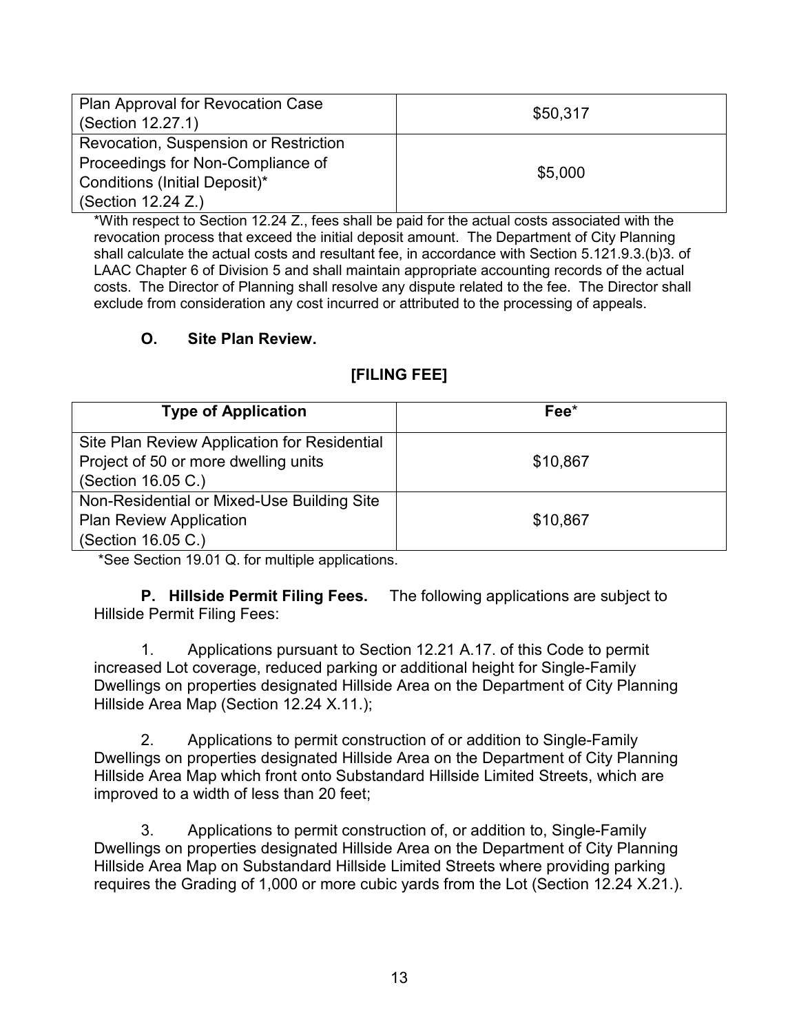| | |
|---|---|
| Plan Approval for Revocation Case (Section 12.27.1) | $50,317 |
| Revocation, Suspension or Restriction Proceedings for Non-Compliance of Conditions (Initial Deposit)* (Section 12.24 Z.) | $5,000 |

*With respect to Section 12.24 Z., fees shall be paid for the actual costs associated with the revocation process that exceed the initial deposit amount. The Department of City Planning shall calculate the actual costs and resultant fee, in accordance with Section 5.121.9.3.(b)3. of LAAC Chapter 6 of Division 5 and shall maintain appropriate accounting records of the actual costs. The Director of Planning shall resolve any dispute related to the fee. The Director shall exclude from consideration any cost incurred or attributed to the processing of appeals.

**O. Site Plan Review.**

**[FILING FEE]**

| Type of Application | Fee* |
|---|---|
| Site Plan Review Application for Residential Project of 50 or more dwelling units (Section 16.05 C.) | $10,867 |
| Non-Residential or Mixed-Use Building Site Plan Review Application (Section 16.05 C.) | $10,867 |

*See Section 19.01 Q. for multiple applications.

**P. Hillside Permit Filing Fees.** The following applications are subject to Hillside Permit Filing Fees:

1. Applications pursuant to Section 12.21 A.17. of this Code to permit increased Lot coverage, reduced parking or additional height for Single-Family Dwellings on properties designated Hillside Area on the Department of City Planning Hillside Area Map (Section 12.24 X.11.);

2. Applications to permit construction of or addition to Single-Family Dwellings on properties designated Hillside Area on the Department of City Planning Hillside Area Map which front onto Substandard Hillside Limited Streets, which are improved to a width of less than 20 feet;

3. Applications to permit construction of, or addition to, Single-Family Dwellings on properties designated Hillside Area on the Department of City Planning Hillside Area Map on Substandard Hillside Limited Streets where providing parking requires the Grading of 1,000 or more cubic yards from the Lot (Section 12.24 X.21.).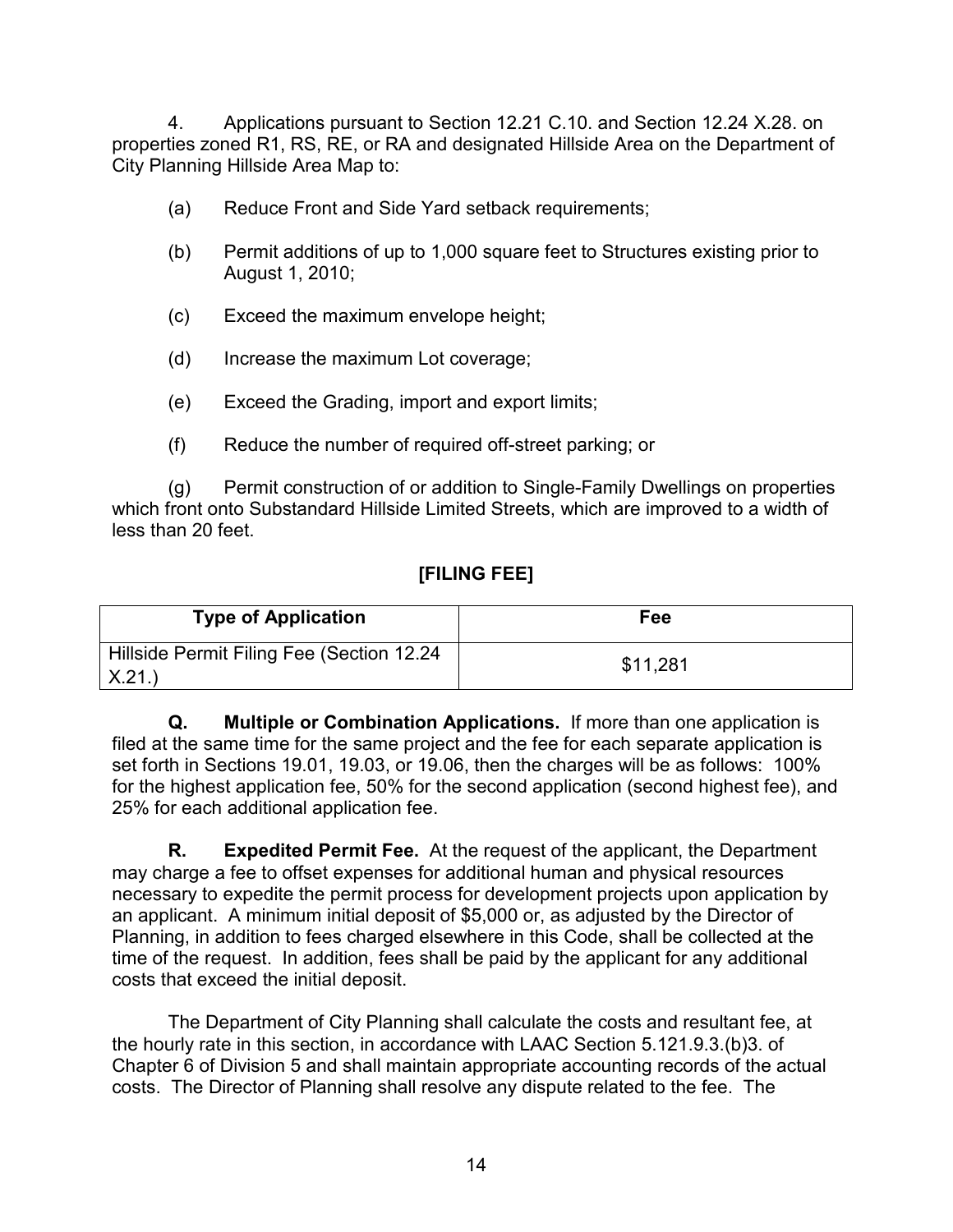4. Applications pursuant to Section 12.21 C.10. and Section 12.24 X.28. on properties zoned R1, RS, RE, or RA and designated Hillside Area on the Department of City Planning Hillside Area Map to:

(a) Reduce Front and Side Yard setback requirements;

(b) Permit additions of up to 1,000 square feet to Structures existing prior to August 1, 2010;

(c) Exceed the maximum envelope height;

(d) Increase the maximum Lot coverage;

(e) Exceed the Grading, import and export limits;

(f) Reduce the number of required off-street parking; or

(g) Permit construction of or addition to Single-Family Dwellings on properties which front onto Substandard Hillside Limited Streets, which are improved to a width of less than 20 feet.

**[FILING FEE]**

| Type of Application | Fee |
|---|---|
| Hillside Permit Filing Fee (Section 12.24 X.21.) | $11,281 |

**Q. Multiple or Combination Applications.** If more than one application is filed at the same time for the same project and the fee for each separate application is set forth in Sections 19.01, 19.03, or 19.06, then the charges will be as follows: 100% for the highest application fee, 50% for the second application (second highest fee), and 25% for each additional application fee.

**R. Expedited Permit Fee.** At the request of the applicant, the Department may charge a fee to offset expenses for additional human and physical resources necessary to expedite the permit process for development projects upon application by an applicant. A minimum initial deposit of $5,000 or, as adjusted by the Director of Planning, in addition to fees charged elsewhere in this Code, shall be collected at the time of the request. In addition, fees shall be paid by the applicant for any additional costs that exceed the initial deposit.

The Department of City Planning shall calculate the costs and resultant fee, at the hourly rate in this section, in accordance with LAAC Section 5.121.9.3.(b)3. of Chapter 6 of Division 5 and shall maintain appropriate accounting records of the actual costs. The Director of Planning shall resolve any dispute related to the fee. The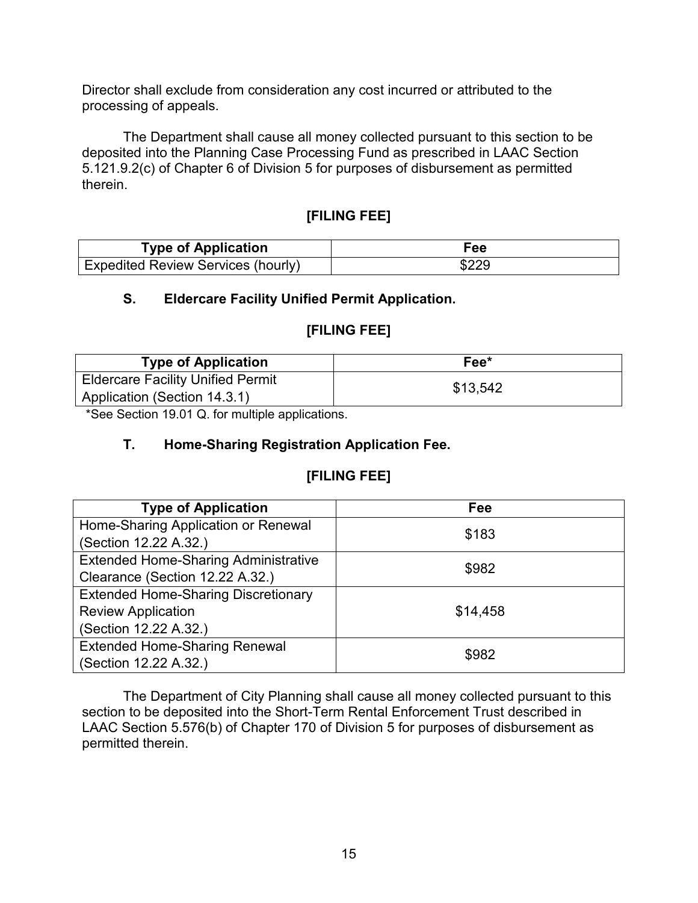Director shall exclude from consideration any cost incurred or attributed to the processing of appeals.

The Department shall cause all money collected pursuant to this section to be deposited into the Planning Case Processing Fund as prescribed in LAAC Section 5.121.9.2(c) of Chapter 6 of Division 5 for purposes of disbursement as permitted therein.

**[FILING FEE]**

| Type of Application | Fee |
|---|---|
| Expedited Review Services (hourly) | $229 |

### S. Eldercare Facility Unified Permit Application.

**[FILING FEE]**

| Type of Application | Fee* |
|---|---|
| Eldercare Facility Unified Permit Application (Section 14.3.1) | $13,542 |

*See Section 19.01 Q. for multiple applications.

### T. Home-Sharing Registration Application Fee.

**[FILING FEE]**

| Type of Application | Fee |
|---|---|
| Home-Sharing Application or Renewal (Section 12.22 A.32.) | $183 |
| Extended Home-Sharing Administrative Clearance (Section 12.22 A.32.) | $982 |
| Extended Home-Sharing Discretionary Review Application (Section 12.22 A.32.) | $14,458 |
| Extended Home-Sharing Renewal (Section 12.22 A.32.) | $982 |

The Department of City Planning shall cause all money collected pursuant to this section to be deposited into the Short-Term Rental Enforcement Trust described in LAAC Section 5.576(b) of Chapter 170 of Division 5 for purposes of disbursement as permitted therein.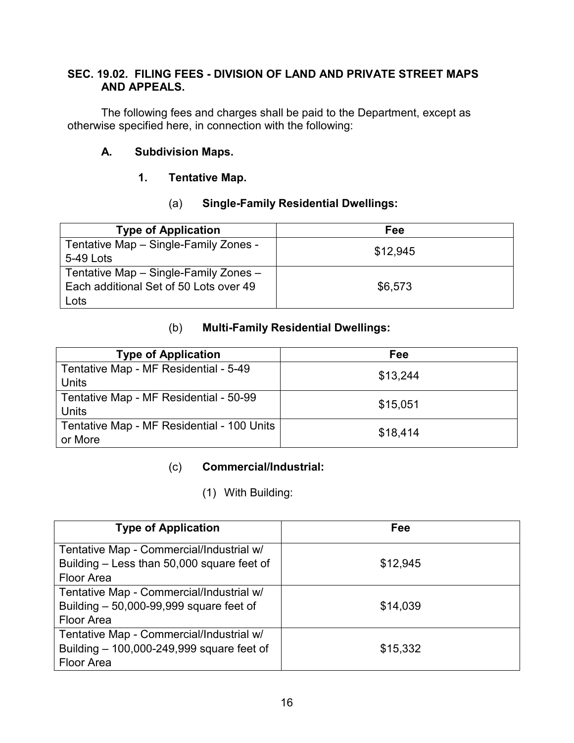## SEC. 19.02. FILING FEES - DIVISION OF LAND AND PRIVATE STREET MAPS AND APPEALS.

The following fees and charges shall be paid to the Department, except as otherwise specified here, in connection with the following:

### A. Subdivision Maps.

#### 1. Tentative Map.

##### (a) Single-Family Residential Dwellings:

| Type of Application | Fee |
|---|---|
| Tentative Map – Single-Family Zones - 5-49 Lots | $12,945 |
| Tentative Map – Single-Family Zones – Each additional Set of 50 Lots over 49 Lots | $6,573 |

##### (b) Multi-Family Residential Dwellings:

| Type of Application | Fee |
|---|---|
| Tentative Map - MF Residential - 5-49 Units | $13,244 |
| Tentative Map - MF Residential - 50-99 Units | $15,051 |
| Tentative Map - MF Residential - 100 Units or More | $18,414 |

##### (c) Commercial/Industrial:

(1) With Building:

| Type of Application | Fee |
|---|---|
| Tentative Map - Commercial/Industrial w/ Building – Less than 50,000 square feet of Floor Area | $12,945 |
| Tentative Map - Commercial/Industrial w/ Building – 50,000-99,999 square feet of Floor Area | $14,039 |
| Tentative Map - Commercial/Industrial w/ Building – 100,000-249,999 square feet of Floor Area | $15,332 |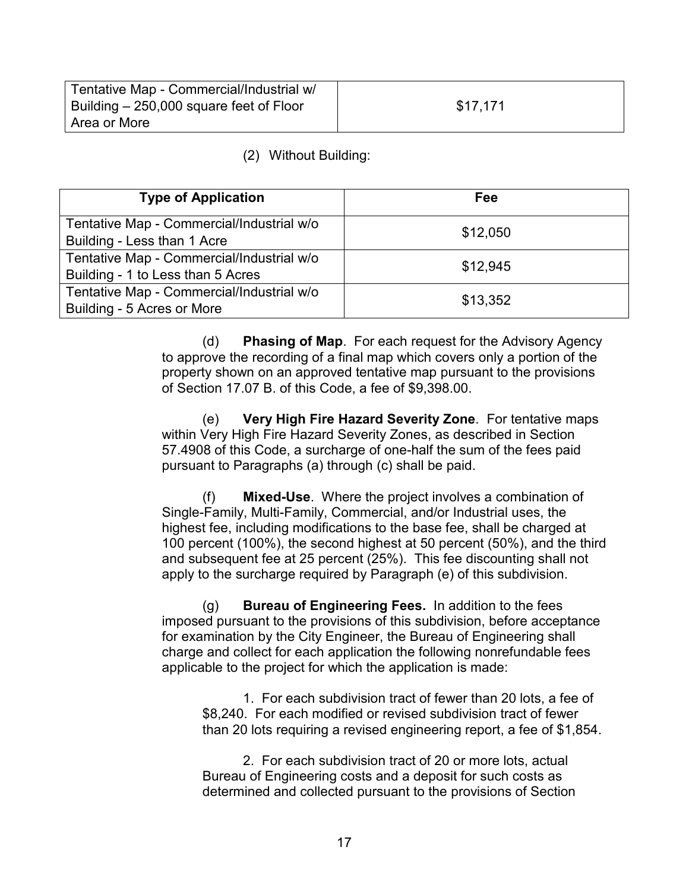| Tentative Map - Commercial/Industrial w/ Building – 250,000 square feet of Floor Area or More | $17,171 |
|---|---|

(2) Without Building:

| Type of Application | Fee |
|---|---|
| Tentative Map - Commercial/Industrial w/o Building - Less than 1 Acre | $12,050 |
| Tentative Map - Commercial/Industrial w/o Building - 1 to Less than 5 Acres | $12,945 |
| Tentative Map - Commercial/Industrial w/o Building - 5 Acres or More | $13,352 |

(d) **Phasing of Map**. For each request for the Advisory Agency to approve the recording of a final map which covers only a portion of the property shown on an approved tentative map pursuant to the provisions of Section 17.07 B. of this Code, a fee of $9,398.00.

(e) **Very High Fire Hazard Severity Zone**. For tentative maps within Very High Fire Hazard Severity Zones, as described in Section 57.4908 of this Code, a surcharge of one-half the sum of the fees paid pursuant to Paragraphs (a) through (c) shall be paid.

(f) **Mixed-Use**. Where the project involves a combination of Single-Family, Multi-Family, Commercial, and/or Industrial uses, the highest fee, including modifications to the base fee, shall be charged at 100 percent (100%), the second highest at 50 percent (50%), and the third and subsequent fee at 25 percent (25%). This fee discounting shall not apply to the surcharge required by Paragraph (e) of this subdivision.

(g) **Bureau of Engineering Fees.** In addition to the fees imposed pursuant to the provisions of this subdivision, before acceptance for examination by the City Engineer, the Bureau of Engineering shall charge and collect for each application the following nonrefundable fees applicable to the project for which the application is made:

1. For each subdivision tract of fewer than 20 lots, a fee of $8,240. For each modified or revised subdivision tract of fewer than 20 lots requiring a revised engineering report, a fee of $1,854.

2. For each subdivision tract of 20 or more lots, actual Bureau of Engineering costs and a deposit for such costs as determined and collected pursuant to the provisions of Section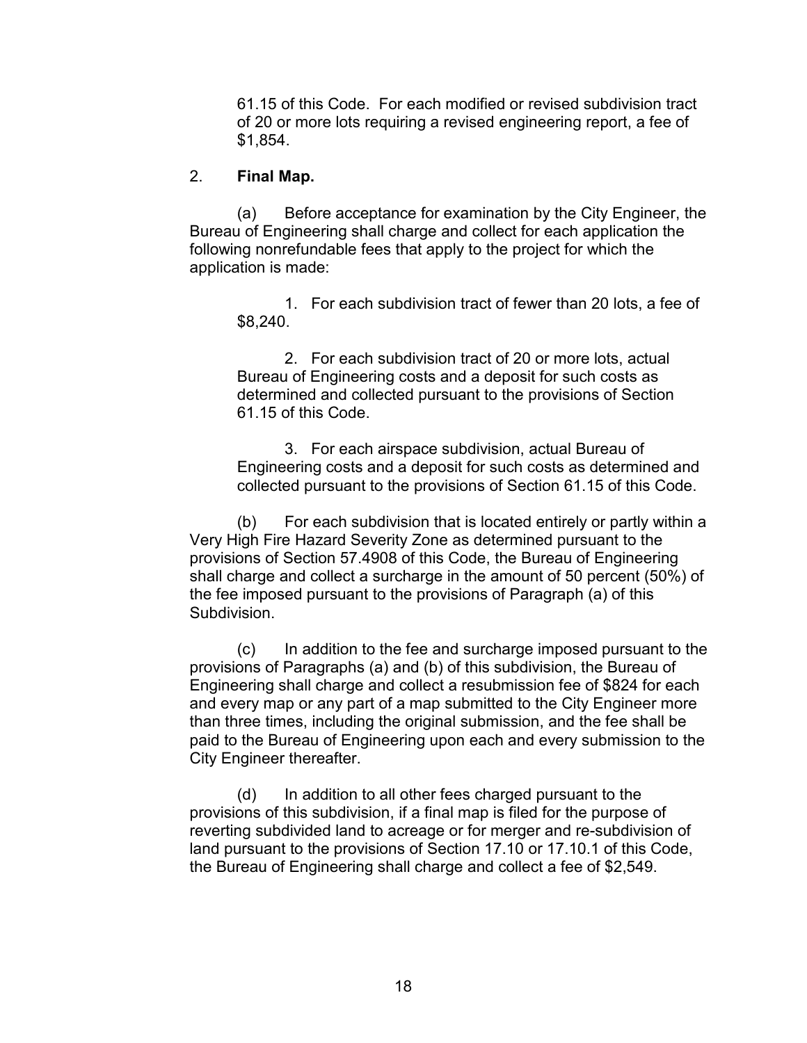61.15 of this Code. For each modified or revised subdivision tract of 20 or more lots requiring a revised engineering report, a fee of $1,854.

2. **Final Map.**

(a) Before acceptance for examination by the City Engineer, the Bureau of Engineering shall charge and collect for each application the following nonrefundable fees that apply to the project for which the application is made:

1. For each subdivision tract of fewer than 20 lots, a fee of $8,240.

2. For each subdivision tract of 20 or more lots, actual Bureau of Engineering costs and a deposit for such costs as determined and collected pursuant to the provisions of Section 61.15 of this Code.

3. For each airspace subdivision, actual Bureau of Engineering costs and a deposit for such costs as determined and collected pursuant to the provisions of Section 61.15 of this Code.

(b) For each subdivision that is located entirely or partly within a Very High Fire Hazard Severity Zone as determined pursuant to the provisions of Section 57.4908 of this Code, the Bureau of Engineering shall charge and collect a surcharge in the amount of 50 percent (50%) of the fee imposed pursuant to the provisions of Paragraph (a) of this Subdivision.

(c) In addition to the fee and surcharge imposed pursuant to the provisions of Paragraphs (a) and (b) of this subdivision, the Bureau of Engineering shall charge and collect a resubmission fee of $824 for each and every map or any part of a map submitted to the City Engineer more than three times, including the original submission, and the fee shall be paid to the Bureau of Engineering upon each and every submission to the City Engineer thereafter.

(d) In addition to all other fees charged pursuant to the provisions of this subdivision, if a final map is filed for the purpose of reverting subdivided land to acreage or for merger and re-subdivision of land pursuant to the provisions of Section 17.10 or 17.10.1 of this Code, the Bureau of Engineering shall charge and collect a fee of $2,549.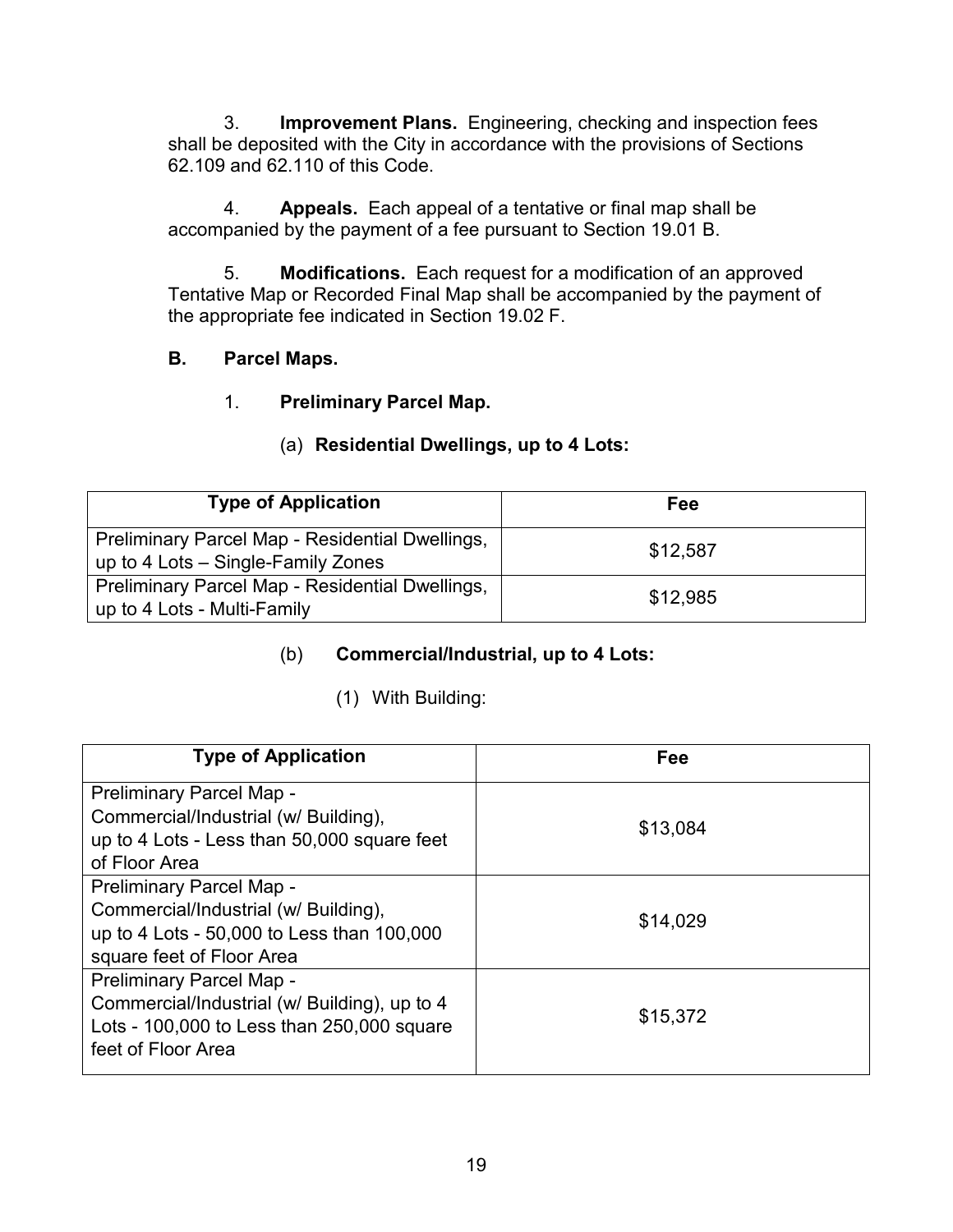3. **Improvement Plans.** Engineering, checking and inspection fees shall be deposited with the City in accordance with the provisions of Sections 62.109 and 62.110 of this Code.

4. **Appeals.** Each appeal of a tentative or final map shall be accompanied by the payment of a fee pursuant to Section 19.01 B.

5. **Modifications.** Each request for a modification of an approved Tentative Map or Recorded Final Map shall be accompanied by the payment of the appropriate fee indicated in Section 19.02 F.

**B. Parcel Maps.**

1. **Preliminary Parcel Map.**

(a) **Residential Dwellings, up to 4 Lots:**

| Type of Application | Fee |
|---|---|
| Preliminary Parcel Map - Residential Dwellings, up to 4 Lots – Single-Family Zones | $12,587 |
| Preliminary Parcel Map - Residential Dwellings, up to 4 Lots - Multi-Family | $12,985 |

(b) **Commercial/Industrial, up to 4 Lots:**

(1) With Building:

| Type of Application | Fee |
|---|---|
| Preliminary Parcel Map - Commercial/Industrial (w/ Building), up to 4 Lots - Less than 50,000 square feet of Floor Area | $13,084 |
| Preliminary Parcel Map - Commercial/Industrial (w/ Building), up to 4 Lots - 50,000 to Less than 100,000 square feet of Floor Area | $14,029 |
| Preliminary Parcel Map - Commercial/Industrial (w/ Building), up to 4 Lots - 100,000 to Less than 250,000 square feet of Floor Area | $15,372 |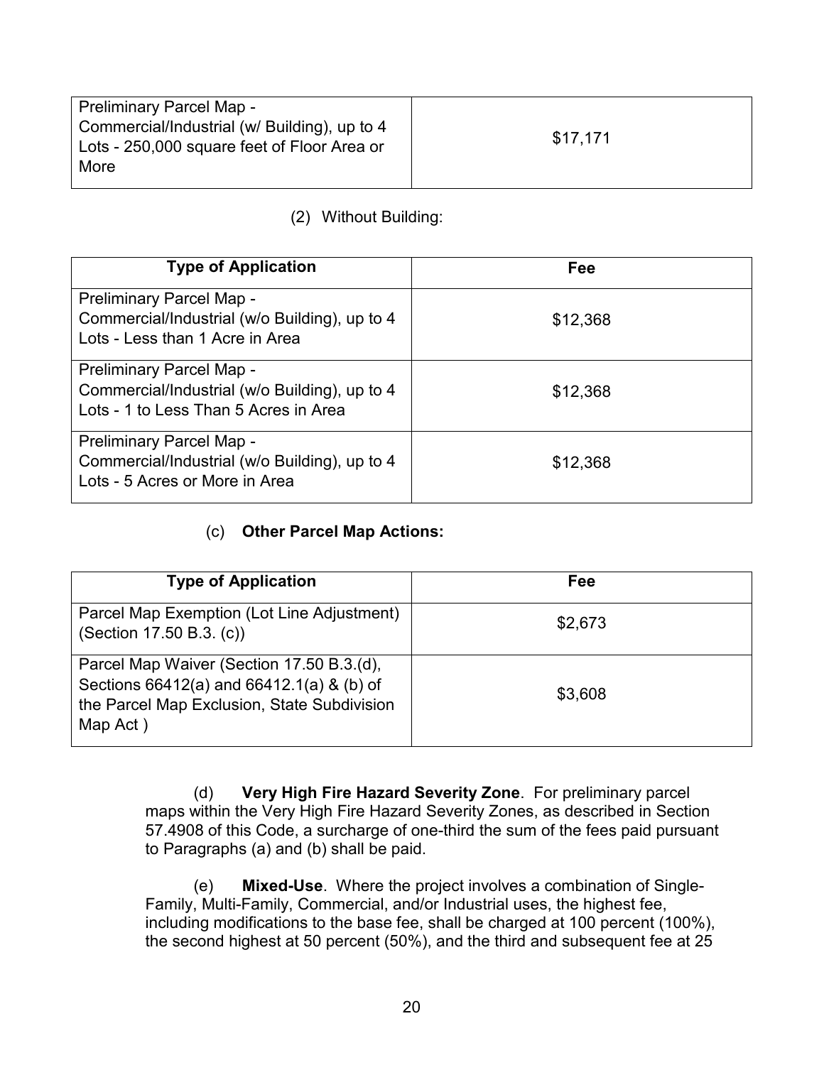| Preliminary Parcel Map - Commercial/Industrial (w/ Building), up to 4 Lots - 250,000 square feet of Floor Area or More | $17,171 |
|---|---|

(2) Without Building:

| Type of Application | Fee |
|---|---|
| Preliminary Parcel Map - Commercial/Industrial (w/o Building), up to 4 Lots - Less than 1 Acre in Area | $12,368 |
| Preliminary Parcel Map - Commercial/Industrial (w/o Building), up to 4 Lots - 1 to Less Than 5 Acres in Area | $12,368 |
| Preliminary Parcel Map - Commercial/Industrial (w/o Building), up to 4 Lots - 5 Acres or More in Area | $12,368 |

(c) **Other Parcel Map Actions:**

| Type of Application | Fee |
|---|---|
| Parcel Map Exemption (Lot Line Adjustment) (Section 17.50 B.3. (c)) | $2,673 |
| Parcel Map Waiver (Section 17.50 B.3.(d), Sections 66412(a) and 66412.1(a) & (b) of the Parcel Map Exclusion, State Subdivision Map Act ) | $3,608 |

(d) **Very High Fire Hazard Severity Zone**. For preliminary parcel maps within the Very High Fire Hazard Severity Zones, as described in Section 57.4908 of this Code, a surcharge of one-third the sum of the fees paid pursuant to Paragraphs (a) and (b) shall be paid.

(e) **Mixed-Use**. Where the project involves a combination of Single-Family, Multi-Family, Commercial, and/or Industrial uses, the highest fee, including modifications to the base fee, shall be charged at 100 percent (100%), the second highest at 50 percent (50%), and the third and subsequent fee at 25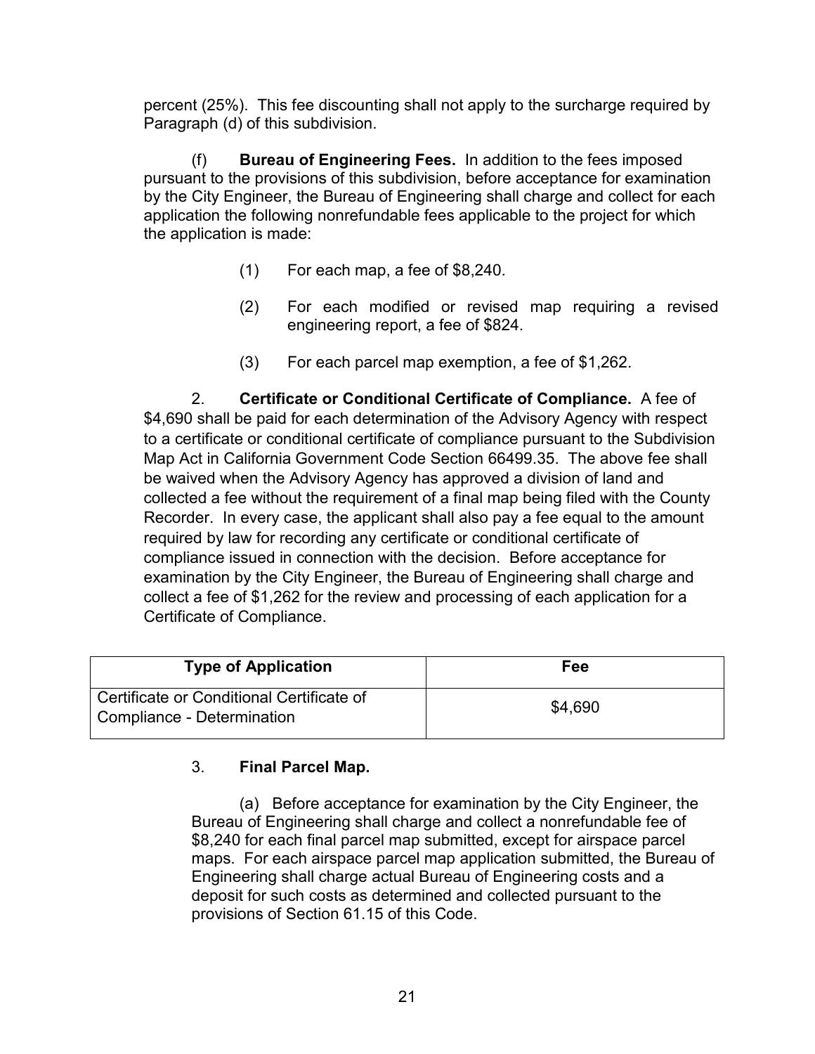percent (25%). This fee discounting shall not apply to the surcharge required by Paragraph (d) of this subdivision.

(f) **Bureau of Engineering Fees.** In addition to the fees imposed pursuant to the provisions of this subdivision, before acceptance for examination by the City Engineer, the Bureau of Engineering shall charge and collect for each application the following nonrefundable fees applicable to the project for which the application is made:

(1) For each map, a fee of $8,240.

(2) For each modified or revised map requiring a revised engineering report, a fee of $824.

(3) For each parcel map exemption, a fee of $1,262.

2. **Certificate or Conditional Certificate of Compliance.** A fee of $4,690 shall be paid for each determination of the Advisory Agency with respect to a certificate or conditional certificate of compliance pursuant to the Subdivision Map Act in California Government Code Section 66499.35. The above fee shall be waived when the Advisory Agency has approved a division of land and collected a fee without the requirement of a final map being filed with the County Recorder. In every case, the applicant shall also pay a fee equal to the amount required by law for recording any certificate or conditional certificate of compliance issued in connection with the decision. Before acceptance for examination by the City Engineer, the Bureau of Engineering shall charge and collect a fee of $1,262 for the review and processing of each application for a Certificate of Compliance.

| Type of Application | Fee |
|---|---|
| Certificate or Conditional Certificate of Compliance - Determination | $4,690 |

3. **Final Parcel Map.**

(a) Before acceptance for examination by the City Engineer, the Bureau of Engineering shall charge and collect a nonrefundable fee of $8,240 for each final parcel map submitted, except for airspace parcel maps. For each airspace parcel map application submitted, the Bureau of Engineering shall charge actual Bureau of Engineering costs and a deposit for such costs as determined and collected pursuant to the provisions of Section 61.15 of this Code.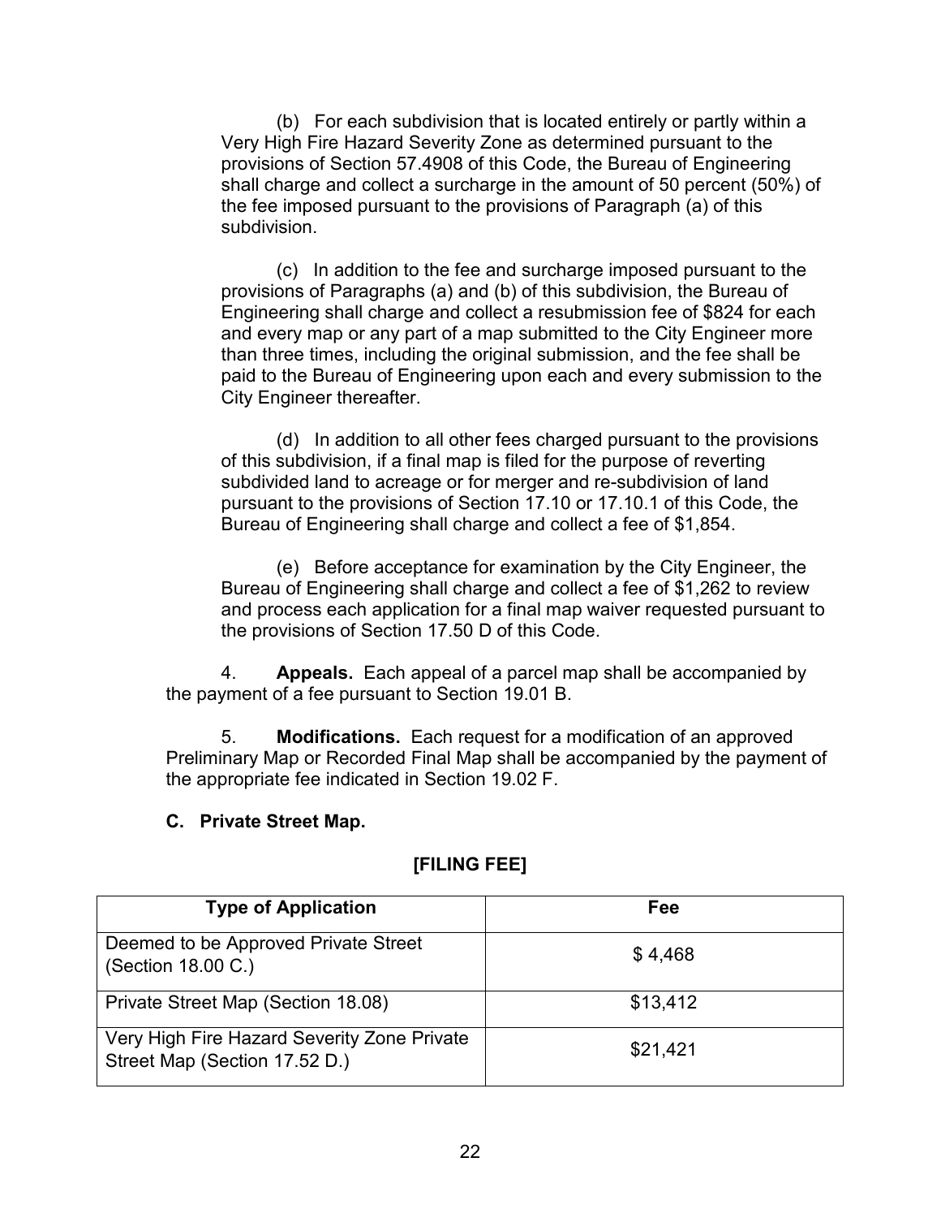(b) For each subdivision that is located entirely or partly within a Very High Fire Hazard Severity Zone as determined pursuant to the provisions of Section 57.4908 of this Code, the Bureau of Engineering shall charge and collect a surcharge in the amount of 50 percent (50%) of the fee imposed pursuant to the provisions of Paragraph (a) of this subdivision.

(c) In addition to the fee and surcharge imposed pursuant to the provisions of Paragraphs (a) and (b) of this subdivision, the Bureau of Engineering shall charge and collect a resubmission fee of $824 for each and every map or any part of a map submitted to the City Engineer more than three times, including the original submission, and the fee shall be paid to the Bureau of Engineering upon each and every submission to the City Engineer thereafter.

(d) In addition to all other fees charged pursuant to the provisions of this subdivision, if a final map is filed for the purpose of reverting subdivided land to acreage or for merger and re-subdivision of land pursuant to the provisions of Section 17.10 or 17.10.1 of this Code, the Bureau of Engineering shall charge and collect a fee of $1,854.

(e) Before acceptance for examination by the City Engineer, the Bureau of Engineering shall charge and collect a fee of $1,262 to review and process each application for a final map waiver requested pursuant to the provisions of Section 17.50 D of this Code.

4. **Appeals.** Each appeal of a parcel map shall be accompanied by the payment of a fee pursuant to Section 19.01 B.

5. **Modifications.** Each request for a modification of an approved Preliminary Map or Recorded Final Map shall be accompanied by the payment of the appropriate fee indicated in Section 19.02 F.

**C. Private Street Map.**

**[FILING FEE]**

| Type of Application | Fee |
|---|---|
| Deemed to be Approved Private Street (Section 18.00 C.) | $ 4,468 |
| Private Street Map (Section 18.08) | $13,412 |
| Very High Fire Hazard Severity Zone Private Street Map (Section 17.52 D.) | $21,421 |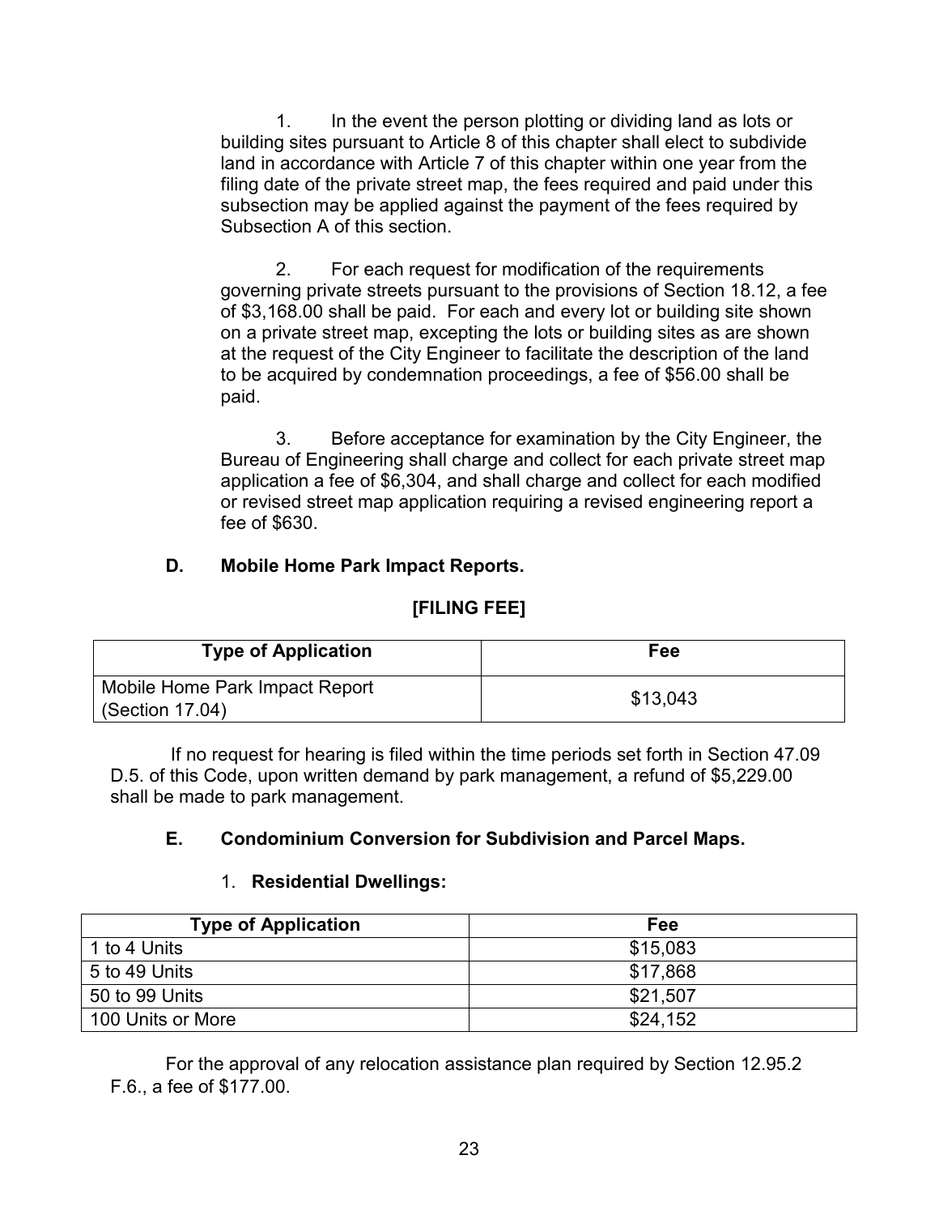1. In the event the person plotting or dividing land as lots or building sites pursuant to Article 8 of this chapter shall elect to subdivide land in accordance with Article 7 of this chapter within one year from the filing date of the private street map, the fees required and paid under this subsection may be applied against the payment of the fees required by Subsection A of this section.

2. For each request for modification of the requirements governing private streets pursuant to the provisions of Section 18.12, a fee of $3,168.00 shall be paid. For each and every lot or building site shown on a private street map, excepting the lots or building sites as are shown at the request of the City Engineer to facilitate the description of the land to be acquired by condemnation proceedings, a fee of $56.00 shall be paid.

3. Before acceptance for examination by the City Engineer, the Bureau of Engineering shall charge and collect for each private street map application a fee of $6,304, and shall charge and collect for each modified or revised street map application requiring a revised engineering report a fee of $630.

### D. Mobile Home Park Impact Reports.

**[FILING FEE]**

| Type of Application | Fee |
|---|---|
| Mobile Home Park Impact Report (Section 17.04) | $13,043 |

If no request for hearing is filed within the time periods set forth in Section 47.09 D.5. of this Code, upon written demand by park management, a refund of $5,229.00 shall be made to park management.

### E. Condominium Conversion for Subdivision and Parcel Maps.

1. **Residential Dwellings:**

| Type of Application | Fee |
|---|---|
| 1 to 4 Units | $15,083 |
| 5 to 49 Units | $17,868 |
| 50 to 99 Units | $21,507 |
| 100 Units or More | $24,152 |

For the approval of any relocation assistance plan required by Section 12.95.2 F.6., a fee of $177.00.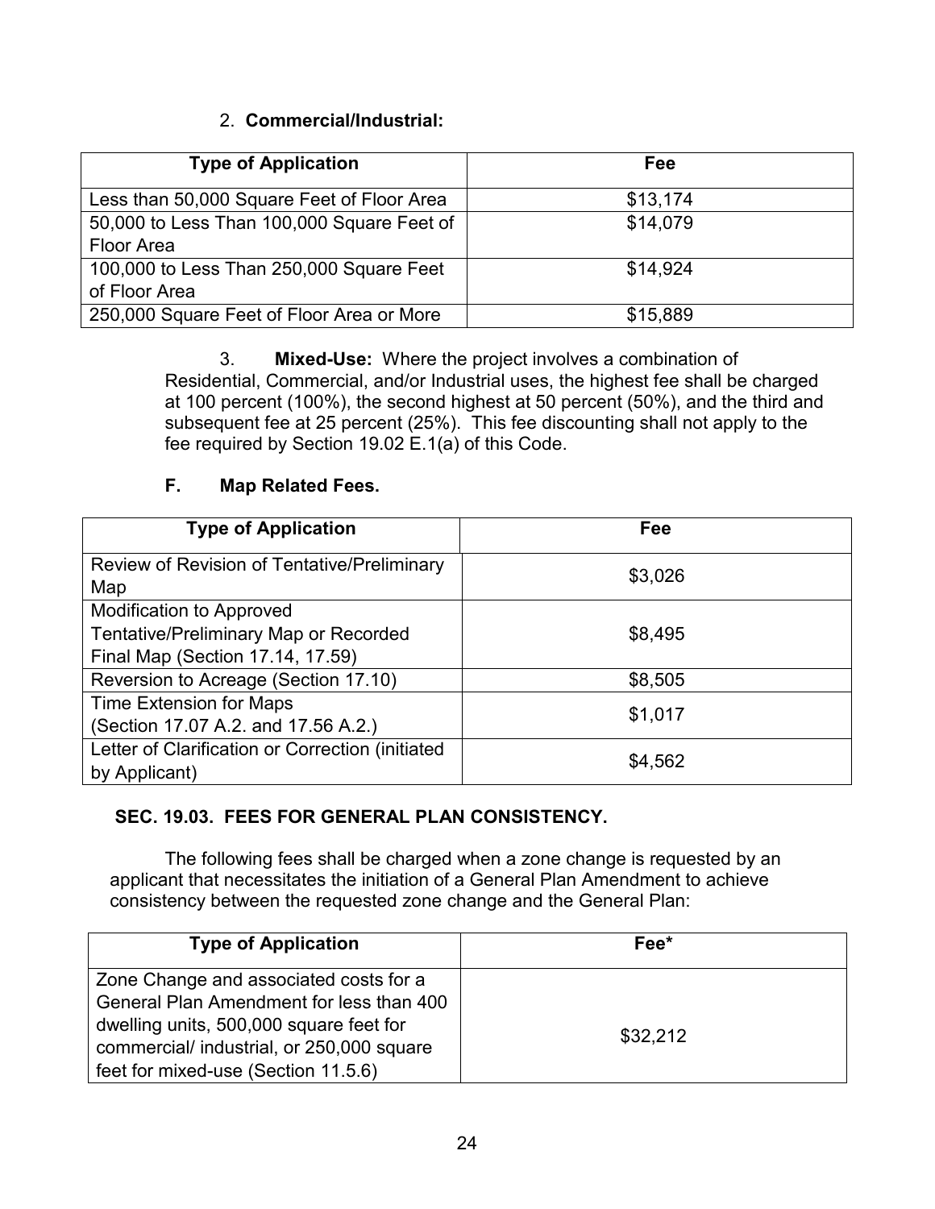2. **Commercial/Industrial:**

| Type of Application | Fee |
|---|---|
| Less than 50,000 Square Feet of Floor Area | $13,174 |
| 50,000 to Less Than 100,000 Square Feet of Floor Area | $14,079 |
| 100,000 to Less Than 250,000 Square Feet of Floor Area | $14,924 |
| 250,000 Square Feet of Floor Area or More | $15,889 |

3. **Mixed-Use:** Where the project involves a combination of Residential, Commercial, and/or Industrial uses, the highest fee shall be charged at 100 percent (100%), the second highest at 50 percent (50%), and the third and subsequent fee at 25 percent (25%). This fee discounting shall not apply to the fee required by Section 19.02 E.1(a) of this Code.

### F. Map Related Fees.

| Type of Application | Fee |
|---|---|
| Review of Revision of Tentative/Preliminary Map | $3,026 |
| Modification to Approved Tentative/Preliminary Map or Recorded Final Map (Section 17.14, 17.59) | $8,495 |
| Reversion to Acreage (Section 17.10) | $8,505 |
| Time Extension for Maps (Section 17.07 A.2. and 17.56 A.2.) | $1,017 |
| Letter of Clarification or Correction (initiated by Applicant) | $4,562 |

## SEC. 19.03. FEES FOR GENERAL PLAN CONSISTENCY.

The following fees shall be charged when a zone change is requested by an applicant that necessitates the initiation of a General Plan Amendment to achieve consistency between the requested zone change and the General Plan:

| Type of Application | Fee* |
|---|---|
| Zone Change and associated costs for a General Plan Amendment for less than 400 dwelling units, 500,000 square feet for commercial/ industrial, or 250,000 square feet for mixed-use (Section 11.5.6) | $32,212 |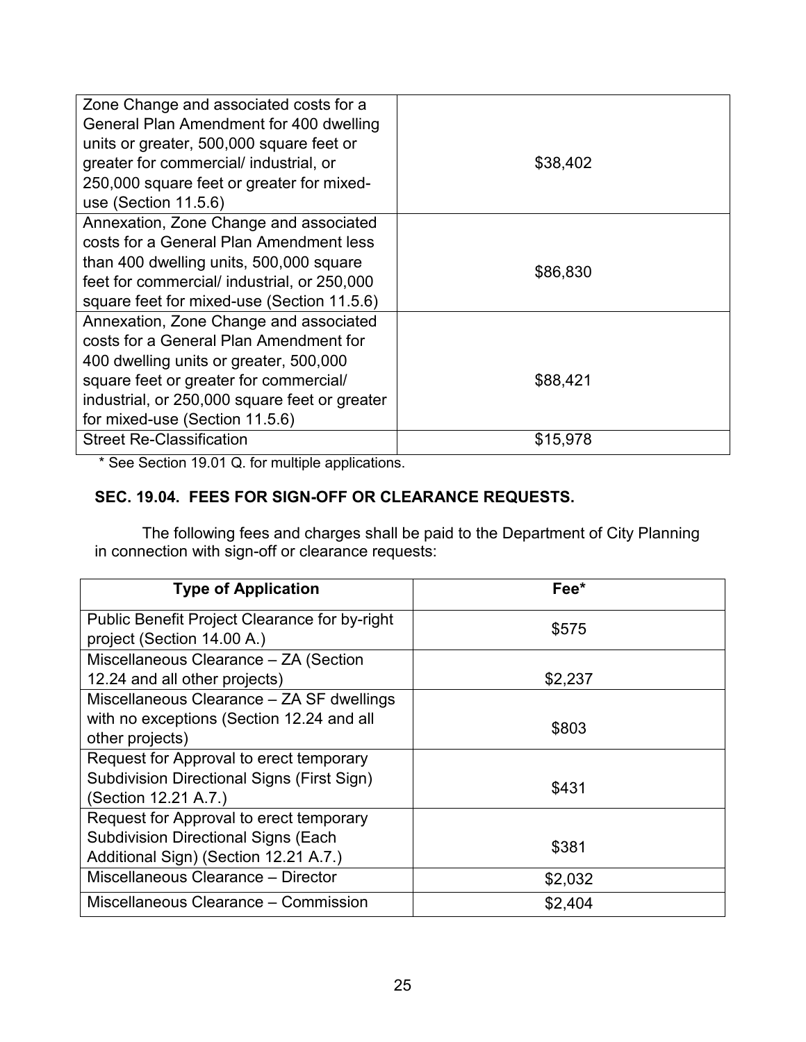| | |
|---|---|
| Zone Change and associated costs for a General Plan Amendment for 400 dwelling units or greater, 500,000 square feet or greater for commercial/ industrial, or 250,000 square feet or greater for mixed-use (Section 11.5.6) | $38,402 |
| Annexation, Zone Change and associated costs for a General Plan Amendment less than 400 dwelling units, 500,000 square feet for commercial/ industrial, or 250,000 square feet for mixed-use (Section 11.5.6) | $86,830 |
| Annexation, Zone Change and associated costs for a General Plan Amendment for 400 dwelling units or greater, 500,000 square feet or greater for commercial/ industrial, or 250,000 square feet or greater for mixed-use (Section 11.5.6) | $88,421 |
| Street Re-Classification | $15,978 |

* See Section 19.01 Q. for multiple applications.

**SEC. 19.04. FEES FOR SIGN-OFF OR CLEARANCE REQUESTS.**

The following fees and charges shall be paid to the Department of City Planning in connection with sign-off or clearance requests:

| Type of Application | Fee* |
|---|---|
| Public Benefit Project Clearance for by-right project (Section 14.00 A.) | $575 |
| Miscellaneous Clearance – ZA (Section 12.24 and all other projects) | $2,237 |
| Miscellaneous Clearance – ZA SF dwellings with no exceptions (Section 12.24 and all other projects) | $803 |
| Request for Approval to erect temporary Subdivision Directional Signs (First Sign) (Section 12.21 A.7.) | $431 |
| Request for Approval to erect temporary Subdivision Directional Signs (Each Additional Sign) (Section 12.21 A.7.) | $381 |
| Miscellaneous Clearance – Director | $2,032 |
| Miscellaneous Clearance – Commission | $2,404 |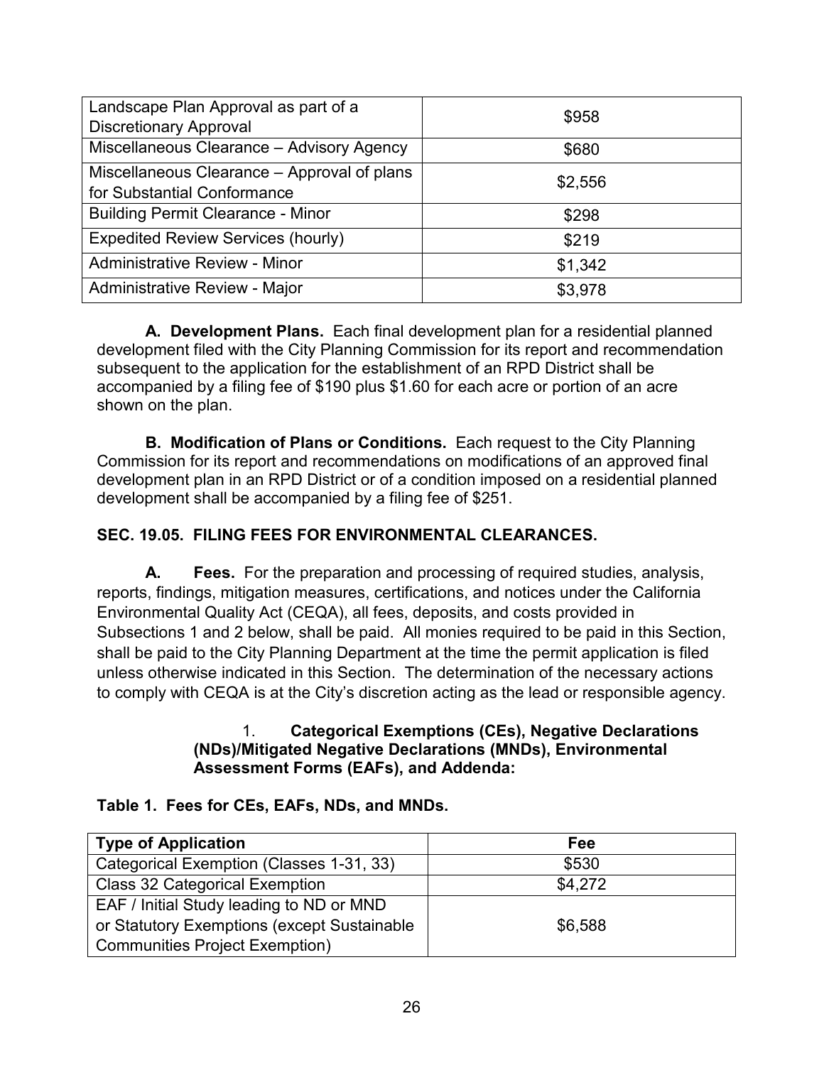| | |
|---|---|
| Landscape Plan Approval as part of a Discretionary Approval | $958 |
| Miscellaneous Clearance – Advisory Agency | $680 |
| Miscellaneous Clearance – Approval of plans for Substantial Conformance | $2,556 |
| Building Permit Clearance - Minor | $298 |
| Expedited Review Services (hourly) | $219 |
| Administrative Review - Minor | $1,342 |
| Administrative Review - Major | $3,978 |

**A. Development Plans.** Each final development plan for a residential planned development filed with the City Planning Commission for its report and recommendation subsequent to the application for the establishment of an RPD District shall be accompanied by a filing fee of $190 plus $1.60 for each acre or portion of an acre shown on the plan.

**B. Modification of Plans or Conditions.** Each request to the City Planning Commission for its report and recommendations on modifications of an approved final development plan in an RPD District or of a condition imposed on a residential planned development shall be accompanied by a filing fee of $251.

### SEC. 19.05. FILING FEES FOR ENVIRONMENTAL CLEARANCES.

**A. Fees.** For the preparation and processing of required studies, analysis, reports, findings, mitigation measures, certifications, and notices under the California Environmental Quality Act (CEQA), all fees, deposits, and costs provided in Subsections 1 and 2 below, shall be paid. All monies required to be paid in this Section, shall be paid to the City Planning Department at the time the permit application is filed unless otherwise indicated in this Section. The determination of the necessary actions to comply with CEQA is at the City's discretion acting as the lead or responsible agency.

1. **Categorical Exemptions (CEs), Negative Declarations (NDs)/Mitigated Negative Declarations (MNDs), Environmental Assessment Forms (EAFs), and Addenda:**

**Table 1. Fees for CEs, EAFs, NDs, and MNDs.**

| Type of Application | Fee |
|---|---|
| Categorical Exemption (Classes 1-31, 33) | $530 |
| Class 32 Categorical Exemption | $4,272 |
| EAF / Initial Study leading to ND or MND or Statutory Exemptions (except Sustainable Communities Project Exemption) | $6,588 |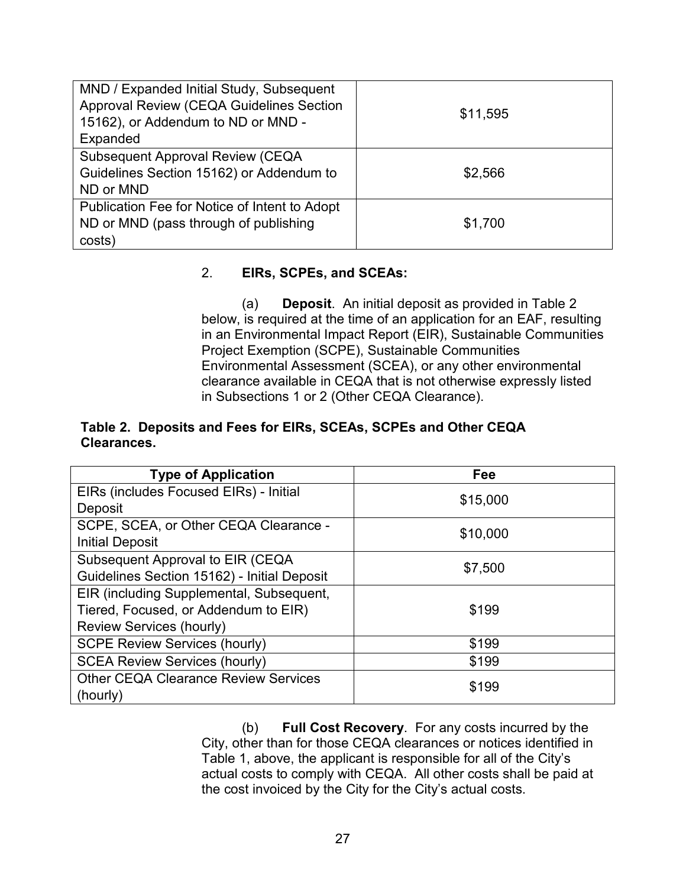| | |
|---|---|
| MND / Expanded Initial Study, Subsequent Approval Review (CEQA Guidelines Section 15162), or Addendum to ND or MND - Expanded | $11,595 |
| Subsequent Approval Review (CEQA Guidelines Section 15162) or Addendum to ND or MND | $2,566 |
| Publication Fee for Notice of Intent to Adopt ND or MND (pass through of publishing costs) | $1,700 |

2. **EIRs, SCPEs, and SCEAs:**

(a) **Deposit**. An initial deposit as provided in Table 2 below, is required at the time of an application for an EAF, resulting in an Environmental Impact Report (EIR), Sustainable Communities Project Exemption (SCPE), Sustainable Communities Environmental Assessment (SCEA), or any other environmental clearance available in CEQA that is not otherwise expressly listed in Subsections 1 or 2 (Other CEQA Clearance).

**Table 2. Deposits and Fees for EIRs, SCEAs, SCPEs and Other CEQA Clearances.**

| Type of Application | Fee |
|---|---|
| EIRs (includes Focused EIRs) - Initial Deposit | $15,000 |
| SCPE, SCEA, or Other CEQA Clearance - Initial Deposit | $10,000 |
| Subsequent Approval to EIR (CEQA Guidelines Section 15162) - Initial Deposit | $7,500 |
| EIR (including Supplemental, Subsequent, Tiered, Focused, or Addendum to EIR) Review Services (hourly) | $199 |
| SCPE Review Services (hourly) | $199 |
| SCEA Review Services (hourly) | $199 |
| Other CEQA Clearance Review Services (hourly) | $199 |

(b) **Full Cost Recovery**. For any costs incurred by the City, other than for those CEQA clearances or notices identified in Table 1, above, the applicant is responsible for all of the City's actual costs to comply with CEQA. All other costs shall be paid at the cost invoiced by the City for the City's actual costs.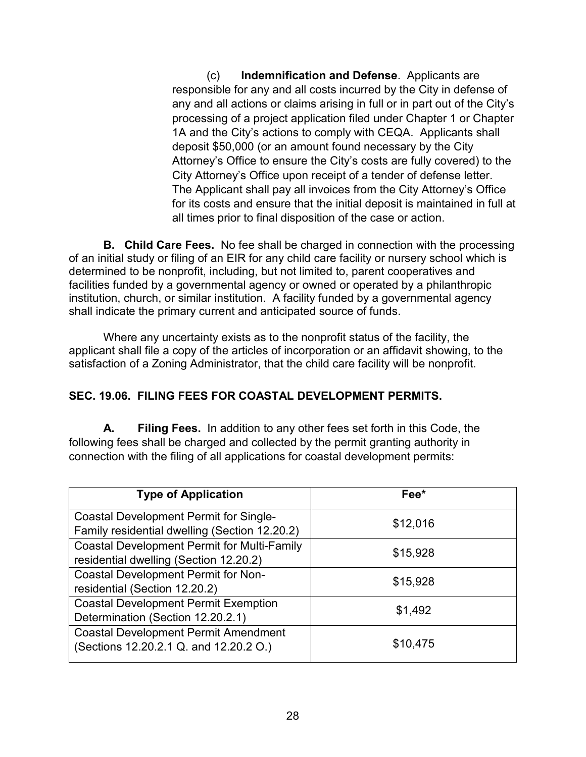(c) **Indemnification and Defense**. Applicants are responsible for any and all costs incurred by the City in defense of any and all actions or claims arising in full or in part out of the City's processing of a project application filed under Chapter 1 or Chapter 1A and the City's actions to comply with CEQA. Applicants shall deposit $50,000 (or an amount found necessary by the City Attorney's Office to ensure the City's costs are fully covered) to the City Attorney's Office upon receipt of a tender of defense letter. The Applicant shall pay all invoices from the City Attorney's Office for its costs and ensure that the initial deposit is maintained in full at all times prior to final disposition of the case or action.

**B. Child Care Fees.** No fee shall be charged in connection with the processing of an initial study or filing of an EIR for any child care facility or nursery school which is determined to be nonprofit, including, but not limited to, parent cooperatives and facilities funded by a governmental agency or owned or operated by a philanthropic institution, church, or similar institution. A facility funded by a governmental agency shall indicate the primary current and anticipated source of funds.

Where any uncertainty exists as to the nonprofit status of the facility, the applicant shall file a copy of the articles of incorporation or an affidavit showing, to the satisfaction of a Zoning Administrator, that the child care facility will be nonprofit.

## SEC. 19.06. FILING FEES FOR COASTAL DEVELOPMENT PERMITS.

**A. Filing Fees.** In addition to any other fees set forth in this Code, the following fees shall be charged and collected by the permit granting authority in connection with the filing of all applications for coastal development permits:

| Type of Application | Fee* |
|---|---|
| Coastal Development Permit for Single-Family residential dwelling (Section 12.20.2) | $12,016 |
| Coastal Development Permit for Multi-Family residential dwelling (Section 12.20.2) | $15,928 |
| Coastal Development Permit for Non-residential (Section 12.20.2) | $15,928 |
| Coastal Development Permit Exemption Determination (Section 12.20.2.1) | $1,492 |
| Coastal Development Permit Amendment (Sections 12.20.2.1 Q. and 12.20.2 O.) | $10,475 |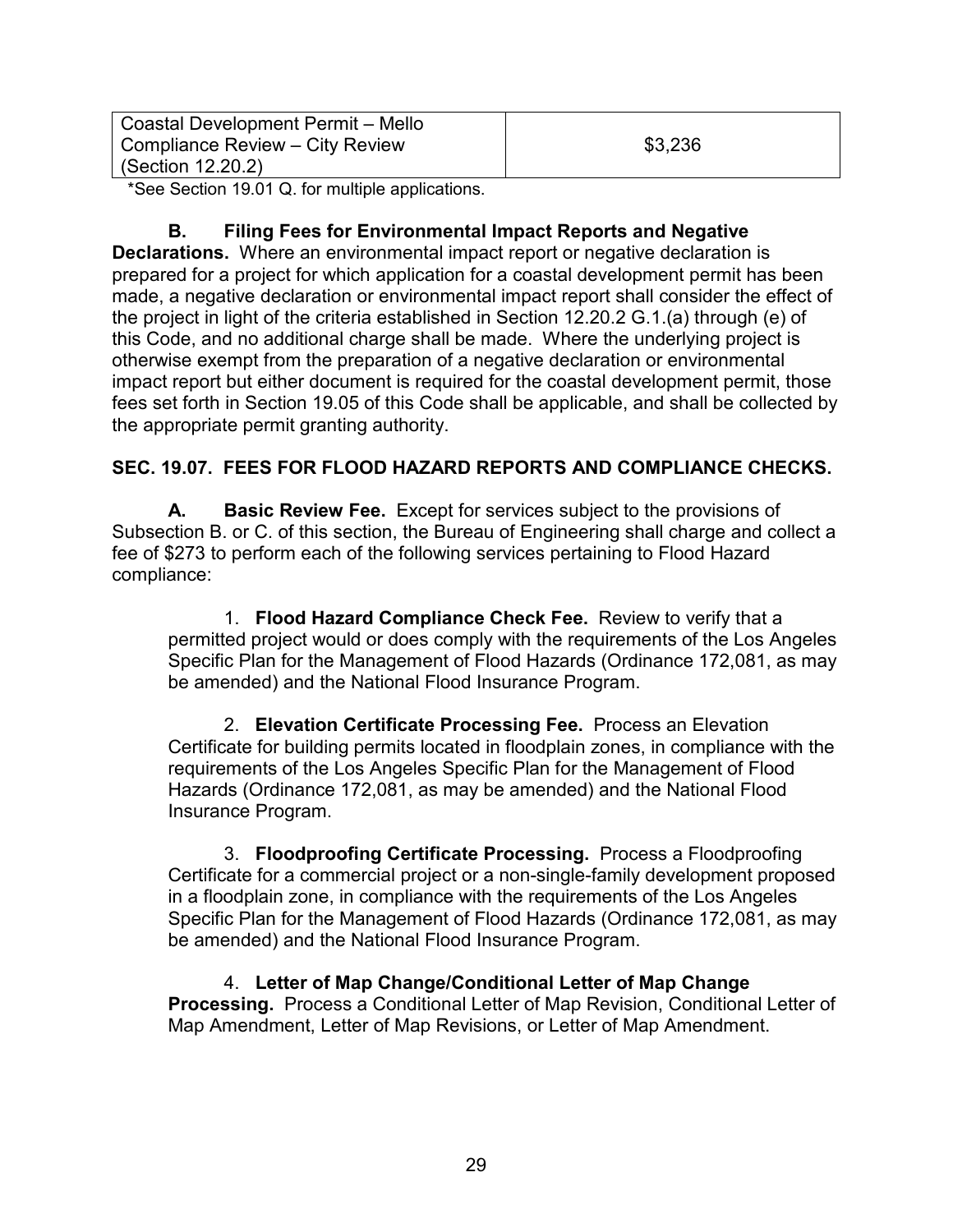| | |
|---|---|
| Coastal Development Permit – Mello Compliance Review – City Review (Section 12.20.2) | $3,236 |

*See Section 19.01 Q. for multiple applications.

**B. Filing Fees for Environmental Impact Reports and Negative Declarations.** Where an environmental impact report or negative declaration is prepared for a project for which application for a coastal development permit has been made, a negative declaration or environmental impact report shall consider the effect of the project in light of the criteria established in Section 12.20.2 G.1.(a) through (e) of this Code, and no additional charge shall be made. Where the underlying project is otherwise exempt from the preparation of a negative declaration or environmental impact report but either document is required for the coastal development permit, those fees set forth in Section 19.05 of this Code shall be applicable, and shall be collected by the appropriate permit granting authority.

## SEC. 19.07. FEES FOR FLOOD HAZARD REPORTS AND COMPLIANCE CHECKS.

**A. Basic Review Fee.** Except for services subject to the provisions of Subsection B. or C. of this section, the Bureau of Engineering shall charge and collect a fee of $273 to perform each of the following services pertaining to Flood Hazard compliance:

1. **Flood Hazard Compliance Check Fee.** Review to verify that a permitted project would or does comply with the requirements of the Los Angeles Specific Plan for the Management of Flood Hazards (Ordinance 172,081, as may be amended) and the National Flood Insurance Program.

2. **Elevation Certificate Processing Fee.** Process an Elevation Certificate for building permits located in floodplain zones, in compliance with the requirements of the Los Angeles Specific Plan for the Management of Flood Hazards (Ordinance 172,081, as may be amended) and the National Flood Insurance Program.

3. **Floodproofing Certificate Processing.** Process a Floodproofing Certificate for a commercial project or a non-single-family development proposed in a floodplain zone, in compliance with the requirements of the Los Angeles Specific Plan for the Management of Flood Hazards (Ordinance 172,081, as may be amended) and the National Flood Insurance Program.

4. **Letter of Map Change/Conditional Letter of Map Change Processing.** Process a Conditional Letter of Map Revision, Conditional Letter of Map Amendment, Letter of Map Revisions, or Letter of Map Amendment.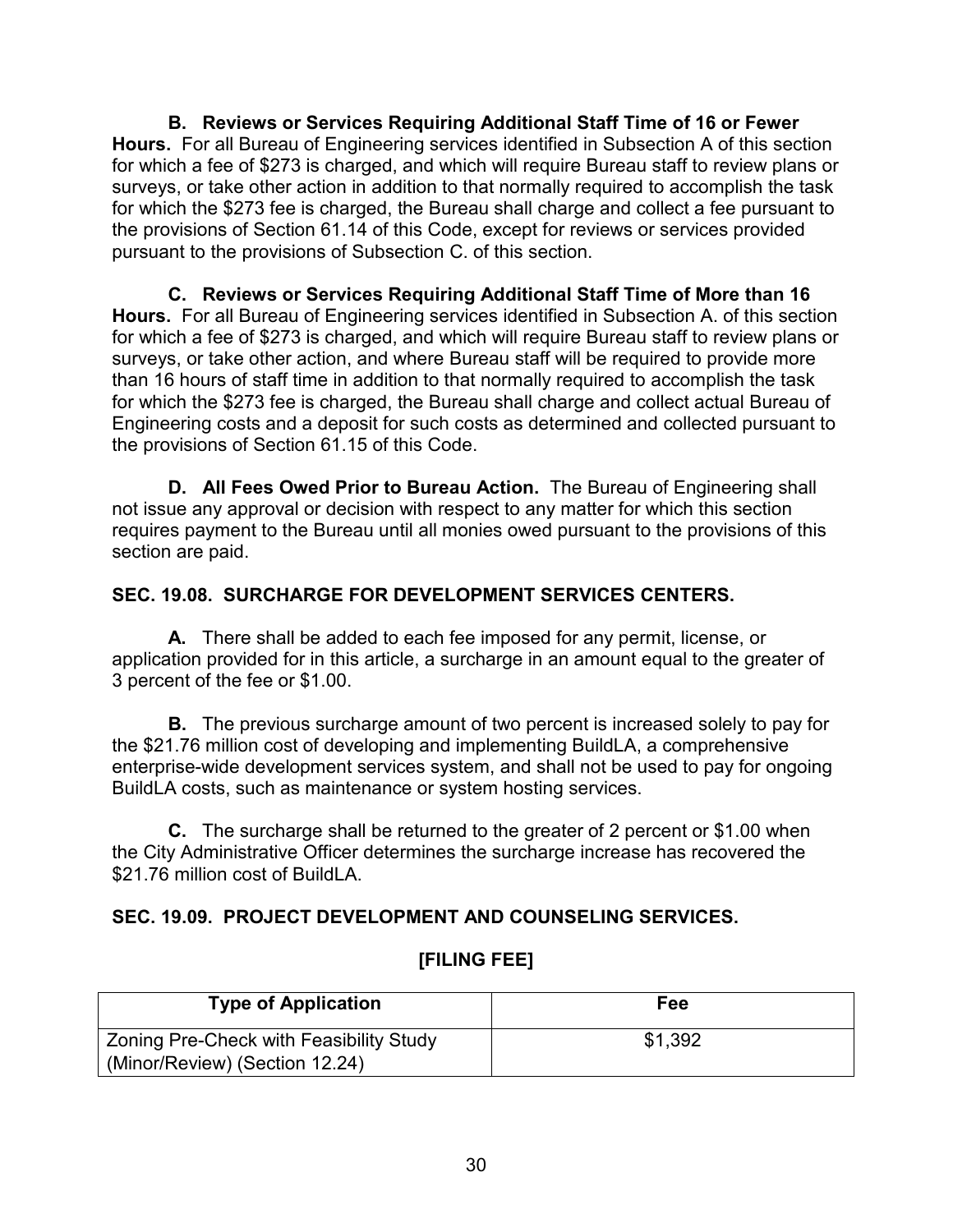**B. Reviews or Services Requiring Additional Staff Time of 16 or Fewer Hours.** For all Bureau of Engineering services identified in Subsection A of this section for which a fee of $273 is charged, and which will require Bureau staff to review plans or surveys, or take other action in addition to that normally required to accomplish the task for which the $273 fee is charged, the Bureau shall charge and collect a fee pursuant to the provisions of Section 61.14 of this Code, except for reviews or services provided pursuant to the provisions of Subsection C. of this section.

**C. Reviews or Services Requiring Additional Staff Time of More than 16 Hours.** For all Bureau of Engineering services identified in Subsection A. of this section for which a fee of $273 is charged, and which will require Bureau staff to review plans or surveys, or take other action, and where Bureau staff will be required to provide more than 16 hours of staff time in addition to that normally required to accomplish the task for which the $273 fee is charged, the Bureau shall charge and collect actual Bureau of Engineering costs and a deposit for such costs as determined and collected pursuant to the provisions of Section 61.15 of this Code.

**D. All Fees Owed Prior to Bureau Action.** The Bureau of Engineering shall not issue any approval or decision with respect to any matter for which this section requires payment to the Bureau until all monies owed pursuant to the provisions of this section are paid.

**SEC. 19.08. SURCHARGE FOR DEVELOPMENT SERVICES CENTERS.**

**A.** There shall be added to each fee imposed for any permit, license, or application provided for in this article, a surcharge in an amount equal to the greater of 3 percent of the fee or $1.00.

**B.** The previous surcharge amount of two percent is increased solely to pay for the $21.76 million cost of developing and implementing BuildLA, a comprehensive enterprise-wide development services system, and shall not be used to pay for ongoing BuildLA costs, such as maintenance or system hosting services.

**C.** The surcharge shall be returned to the greater of 2 percent or $1.00 when the City Administrative Officer determines the surcharge increase has recovered the $21.76 million cost of BuildLA.

**SEC. 19.09. PROJECT DEVELOPMENT AND COUNSELING SERVICES.**

**[FILING FEE]**

| Type of Application | Fee |
|---|---|
| Zoning Pre-Check with Feasibility Study (Minor/Review) (Section 12.24) | $1,392 |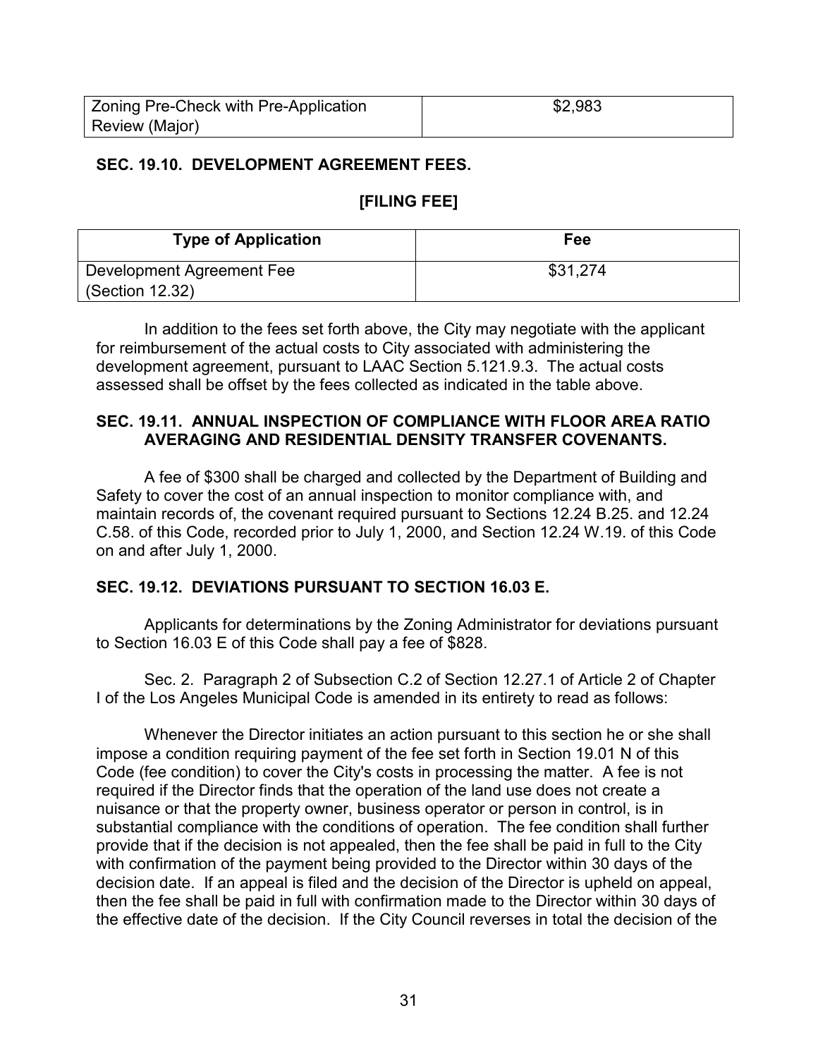| Zoning Pre-Check with Pre-Application Review (Major) | $2,983 |
|---|---|

### SEC. 19.10. DEVELOPMENT AGREEMENT FEES.

**[FILING FEE]**

| Type of Application | Fee |
|---|---|
| Development Agreement Fee (Section 12.32) | $31,274 |

In addition to the fees set forth above, the City may negotiate with the applicant for reimbursement of the actual costs to City associated with administering the development agreement, pursuant to LAAC Section 5.121.9.3. The actual costs assessed shall be offset by the fees collected as indicated in the table above.

### SEC. 19.11. ANNUAL INSPECTION OF COMPLIANCE WITH FLOOR AREA RATIO AVERAGING AND RESIDENTIAL DENSITY TRANSFER COVENANTS.

A fee of $300 shall be charged and collected by the Department of Building and Safety to cover the cost of an annual inspection to monitor compliance with, and maintain records of, the covenant required pursuant to Sections 12.24 B.25. and 12.24 C.58. of this Code, recorded prior to July 1, 2000, and Section 12.24 W.19. of this Code on and after July 1, 2000.

### SEC. 19.12. DEVIATIONS PURSUANT TO SECTION 16.03 E.

Applicants for determinations by the Zoning Administrator for deviations pursuant to Section 16.03 E of this Code shall pay a fee of $828.

Sec. 2. Paragraph 2 of Subsection C.2 of Section 12.27.1 of Article 2 of Chapter I of the Los Angeles Municipal Code is amended in its entirety to read as follows:

Whenever the Director initiates an action pursuant to this section he or she shall impose a condition requiring payment of the fee set forth in Section 19.01 N of this Code (fee condition) to cover the City's costs in processing the matter. A fee is not required if the Director finds that the operation of the land use does not create a nuisance or that the property owner, business operator or person in control, is in substantial compliance with the conditions of operation. The fee condition shall further provide that if the decision is not appealed, then the fee shall be paid in full to the City with confirmation of the payment being provided to the Director within 30 days of the decision date. If an appeal is filed and the decision of the Director is upheld on appeal, then the fee shall be paid in full with confirmation made to the Director within 30 days of the effective date of the decision. If the City Council reverses in total the decision of the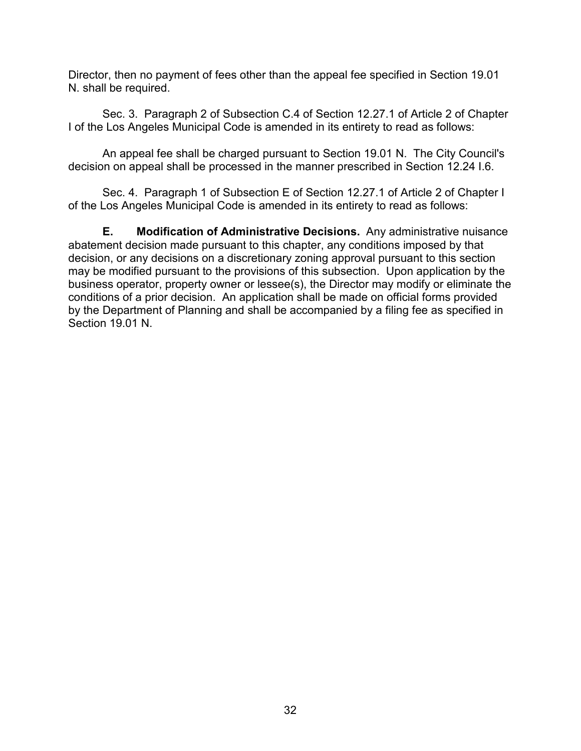Director, then no payment of fees other than the appeal fee specified in Section 19.01 N. shall be required.

Sec. 3. Paragraph 2 of Subsection C.4 of Section 12.27.1 of Article 2 of Chapter I of the Los Angeles Municipal Code is amended in its entirety to read as follows:

An appeal fee shall be charged pursuant to Section 19.01 N. The City Council's decision on appeal shall be processed in the manner prescribed in Section 12.24 I.6.

Sec. 4. Paragraph 1 of Subsection E of Section 12.27.1 of Article 2 of Chapter I of the Los Angeles Municipal Code is amended in its entirety to read as follows:

**E. Modification of Administrative Decisions.** Any administrative nuisance abatement decision made pursuant to this chapter, any conditions imposed by that decision, or any decisions on a discretionary zoning approval pursuant to this section may be modified pursuant to the provisions of this subsection. Upon application by the business operator, property owner or lessee(s), the Director may modify or eliminate the conditions of a prior decision. An application shall be made on official forms provided by the Department of Planning and shall be accompanied by a filing fee as specified in Section 19.01 N.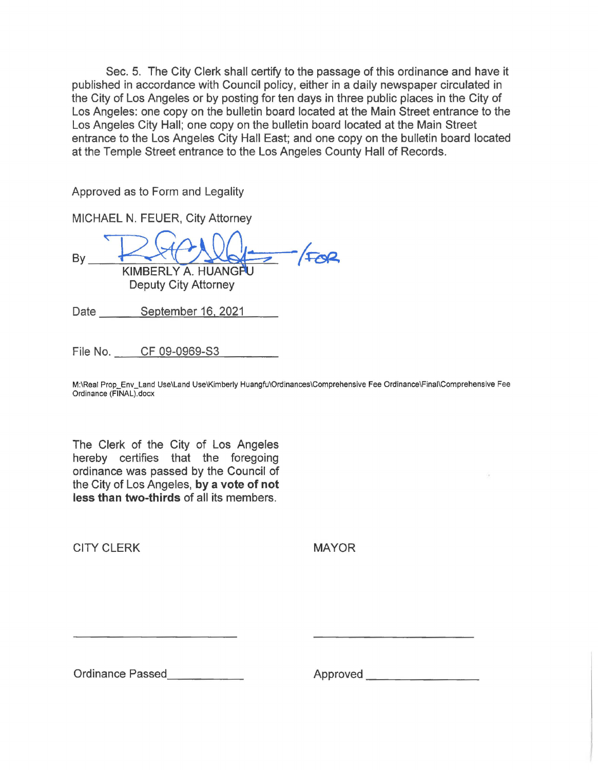Sec. 5. The City Clerk shall certify to the passage of this ordinance and have it published in accordance with Council policy, either in a daily newspaper circulated in the City of Los Angeles or by posting for ten days in three public places in the City of Los Angeles: one copy on the bulletin board located at the Main Street entrance to the Los Angeles City Hall; one copy on the bulletin board located at the Main Street entrance to the Los Angeles City Hall East; and one copy on the bulletin board located at the Temple Street entrance to the Los Angeles County Hall of Records.

Approved as to Form and Legality

MICHAEL N. FEUER, City Attorney

By ______________________ /FOR
KIMBERLY A. HUANGFU
Deputy City Attorney

Date September 16, 2021

File No. CF 09-0969-S3

M:\Real Prop_Env_Land Use\Land Use\Kimberly Huangfu\Ordinances\Comprehensive Fee Ordinance\Final\Comprehensive Fee Ordinance (FINAL).docx

The Clerk of the City of Los Angeles hereby certifies that the foregoing ordinance was passed by the Council of the City of Los Angeles, **by a vote of not less than two-thirds** of all its members.

CITY CLERK

MAYOR

______________________

______________________

Ordinance Passed ____________

Approved ____________